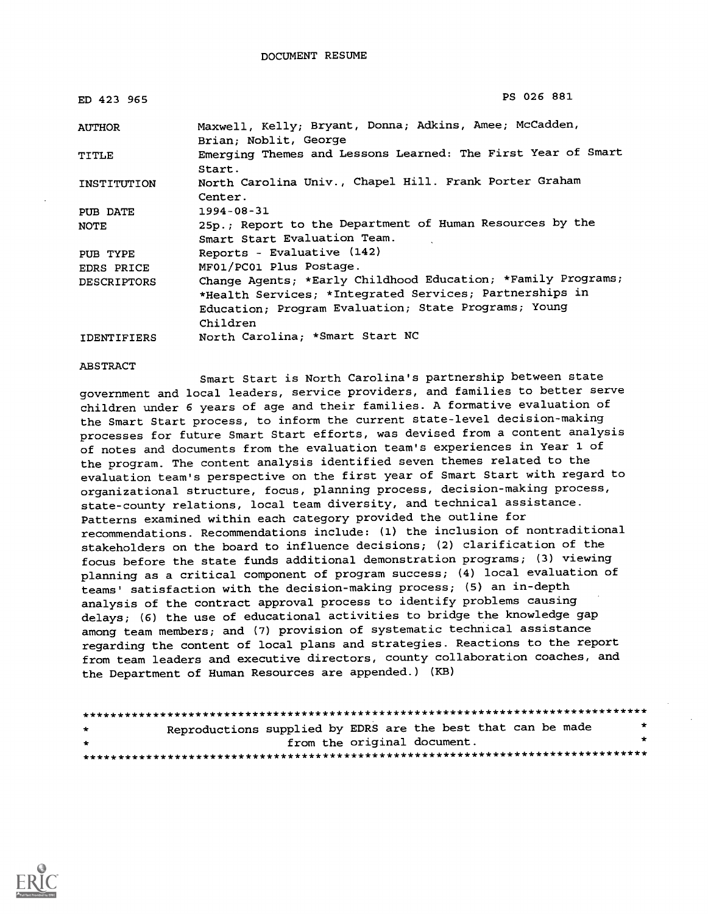# DOCUMENT RESUME

| | |
|---|---|
| ED 423 965 | PS 026 881 |
| AUTHOR | Maxwell, Kelly; Bryant, Donna; Adkins, Amee; McCadden, Brian; Noblit, George |
| TITLE | Emerging Themes and Lessons Learned: The First Year of Smart Start. |
| INSTITUTION | North Carolina Univ., Chapel Hill. Frank Porter Graham Center. |
| PUB DATE | 1994-08-31 |
| NOTE | 25p.; Report to the Department of Human Resources by the Smart Start Evaluation Team. |
| PUB TYPE | Reports - Evaluative (142) |
| EDRS PRICE | MF01/PC01 Plus Postage. |
| DESCRIPTORS | Change Agents; *Early Childhood Education; *Family Programs; *Health Services; *Integrated Services; Partnerships in Education; Program Evaluation; State Programs; Young Children |
| IDENTIFIERS | North Carolina; *Smart Start NC |

ABSTRACT

Smart Start is North Carolina's partnership between state government and local leaders, service providers, and families to better serve children under 6 years of age and their families. A formative evaluation of the Smart Start process, to inform the current state-level decision-making processes for future Smart Start efforts, was devised from a content analysis of notes and documents from the evaluation team's experiences in Year 1 of the program. The content analysis identified seven themes related to the evaluation team's perspective on the first year of Smart Start with regard to organizational structure, focus, planning process, decision-making process, state-county relations, local team diversity, and technical assistance. Patterns examined within each category provided the outline for recommendations. Recommendations include: (1) the inclusion of nontraditional stakeholders on the board to influence decisions; (2) clarification of the focus before the state funds additional demonstration programs; (3) viewing planning as a critical component of program success; (4) local evaluation of teams' satisfaction with the decision-making process; (5) an in-depth analysis of the contract approval process to identify problems causing delays; (6) the use of educational activities to bridge the knowledge gap among team members; and (7) provision of systematic technical assistance regarding the content of local plans and strategies. Reactions to the report from team leaders and executive directors, county collaboration coaches, and the Department of Human Resources are appended.) (KB)

********************************************************************************
* Reproductions supplied by EDRS are the best that can be made *
* from the original document. *
********************************************************************************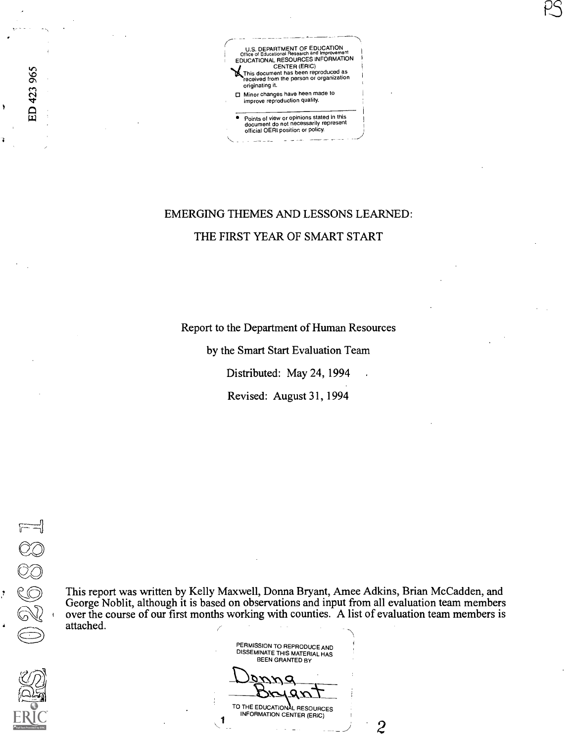U.S. DEPARTMENT OF EDUCATION
Office of Educational Research and Improvement
EDUCATIONAL RESOURCES INFORMATION CENTER (ERIC)

- [x] This document has been reproduced as received from the person or organization originating it.
- [ ] Minor changes have been made to improve reproduction quality.

- Points of view or opinions stated in this document do not necessarily represent official OERI position or policy.

ED 423 965

# EMERGING THEMES AND LESSONS LEARNED:

# THE FIRST YEAR OF SMART START

Report to the Department of Human Resources

by the Smart Start Evaluation Team

Distributed: May 24, 1994

Revised: August 31, 1994

This report was written by Kelly Maxwell, Donna Bryant, Amee Adkins, Brian McCadden, and George Noblit, although it is based on observations and input from all evaluation team members over the course of our first months working with counties. A list of evaluation team members is attached.

PERMISSION TO REPRODUCE AND DISSEMINATE THIS MATERIAL HAS BEEN GRANTED BY

Donna Bryant

TO THE EDUCATIONAL RESOURCES INFORMATION CENTER (ERIC)

PS 026881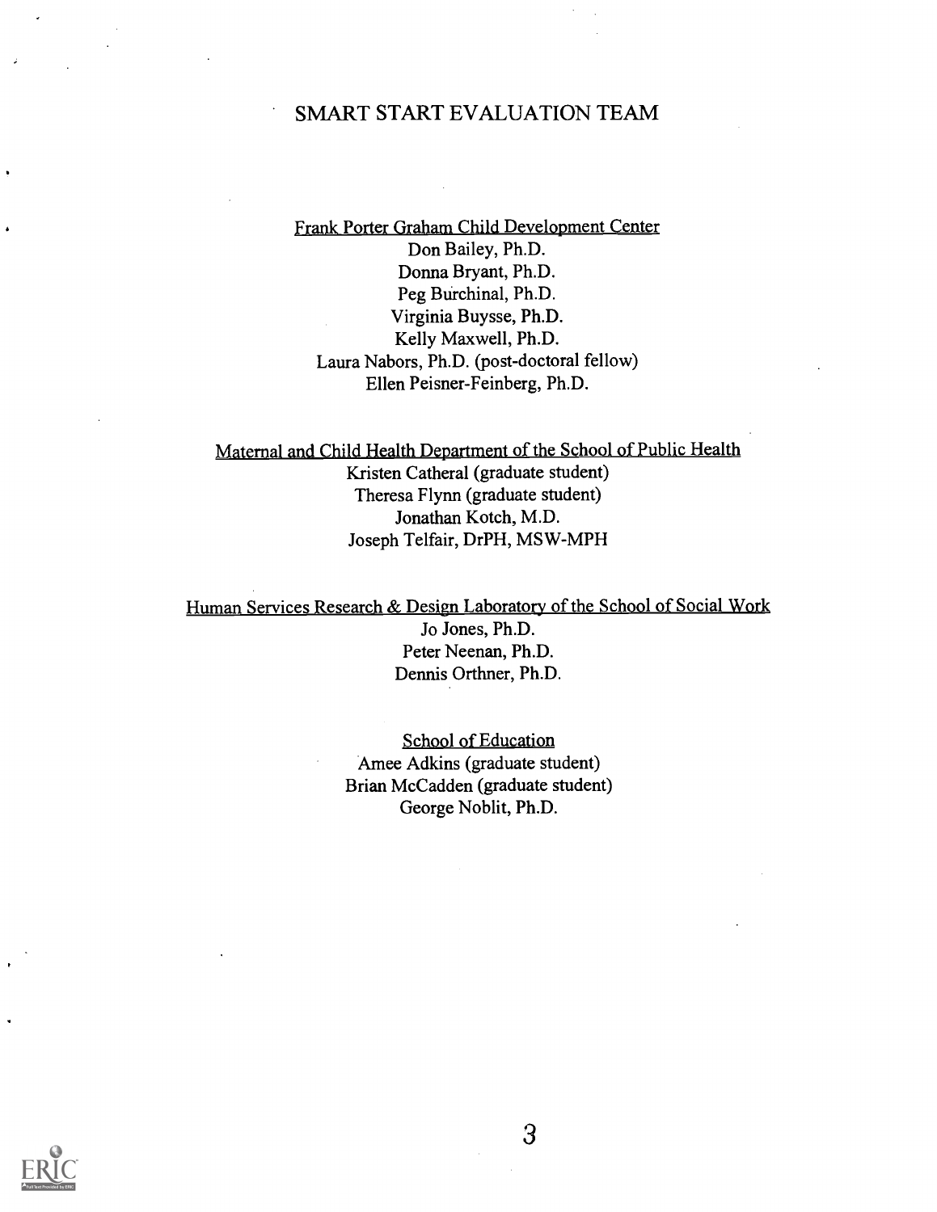# SMART START EVALUATION TEAM

Frank Porter Graham Child Development Center

Don Bailey, Ph.D.
Donna Bryant, Ph.D.
Peg Burchinal, Ph.D.
Virginia Buysse, Ph.D.
Kelly Maxwell, Ph.D.
Laura Nabors, Ph.D. (post-doctoral fellow)
Ellen Peisner-Feinberg, Ph.D.

Maternal and Child Health Department of the School of Public Health

Kristen Catheral (graduate student)
Theresa Flynn (graduate student)
Jonathan Kotch, M.D.
Joseph Telfair, DrPH, MSW-MPH

Human Services Research & Design Laboratory of the School of Social Work

Jo Jones, Ph.D.
Peter Neenan, Ph.D.
Dennis Orthner, Ph.D.

School of Education

Amee Adkins (graduate student)
Brian McCadden (graduate student)
George Noblit, Ph.D.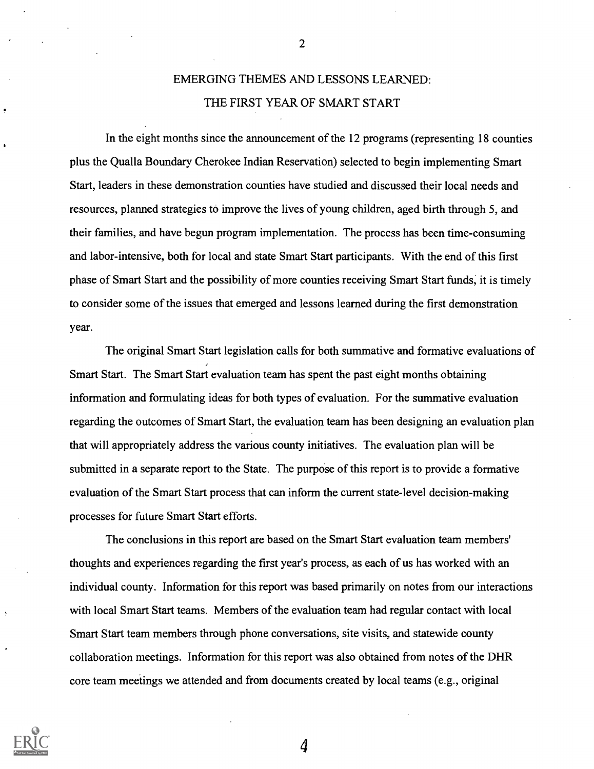# EMERGING THEMES AND LESSONS LEARNED:
# THE FIRST YEAR OF SMART START

In the eight months since the announcement of the 12 programs (representing 18 counties plus the Qualla Boundary Cherokee Indian Reservation) selected to begin implementing Smart Start, leaders in these demonstration counties have studied and discussed their local needs and resources, planned strategies to improve the lives of young children, aged birth through 5, and their families, and have begun program implementation. The process has been time-consuming and labor-intensive, both for local and state Smart Start participants. With the end of this first phase of Smart Start and the possibility of more counties receiving Smart Start funds, it is timely to consider some of the issues that emerged and lessons learned during the first demonstration year.

The original Smart Start legislation calls for both summative and formative evaluations of Smart Start. The Smart Start evaluation team has spent the past eight months obtaining information and formulating ideas for both types of evaluation. For the summative evaluation regarding the outcomes of Smart Start, the evaluation team has been designing an evaluation plan that will appropriately address the various county initiatives. The evaluation plan will be submitted in a separate report to the State. The purpose of this report is to provide a formative evaluation of the Smart Start process that can inform the current state-level decision-making processes for future Smart Start efforts.

The conclusions in this report are based on the Smart Start evaluation team members' thoughts and experiences regarding the first year's process, as each of us has worked with an individual county. Information for this report was based primarily on notes from our interactions with local Smart Start teams. Members of the evaluation team had regular contact with local Smart Start team members through phone conversations, site visits, and statewide county collaboration meetings. Information for this report was also obtained from notes of the DHR core team meetings we attended and from documents created by local teams (e.g., original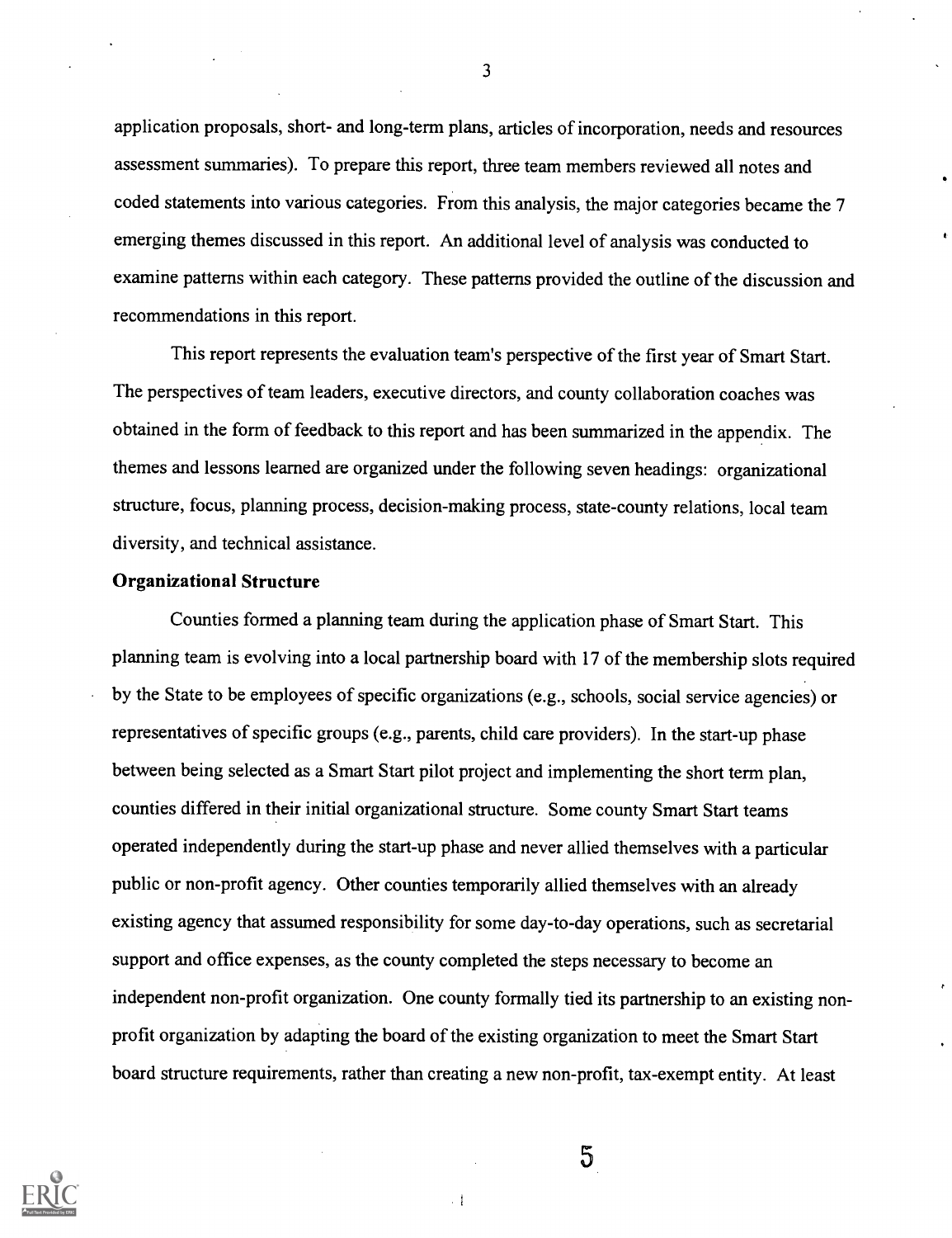application proposals, short- and long-term plans, articles of incorporation, needs and resources assessment summaries). To prepare this report, three team members reviewed all notes and coded statements into various categories. From this analysis, the major categories became the 7 emerging themes discussed in this report. An additional level of analysis was conducted to examine patterns within each category. These patterns provided the outline of the discussion and recommendations in this report.

This report represents the evaluation team's perspective of the first year of Smart Start. The perspectives of team leaders, executive directors, and county collaboration coaches was obtained in the form of feedback to this report and has been summarized in the appendix. The themes and lessons learned are organized under the following seven headings: organizational structure, focus, planning process, decision-making process, state-county relations, local team diversity, and technical assistance.

**Organizational Structure**

Counties formed a planning team during the application phase of Smart Start. This planning team is evolving into a local partnership board with 17 of the membership slots required by the State to be employees of specific organizations (e.g., schools, social service agencies) or representatives of specific groups (e.g., parents, child care providers). In the start-up phase between being selected as a Smart Start pilot project and implementing the short term plan, counties differed in their initial organizational structure. Some county Smart Start teams operated independently during the start-up phase and never allied themselves with a particular public or non-profit agency. Other counties temporarily allied themselves with an already existing agency that assumed responsibility for some day-to-day operations, such as secretarial support and office expenses, as the county completed the steps necessary to become an independent non-profit organization. One county formally tied its partnership to an existing non-profit organization by adapting the board of the existing organization to meet the Smart Start board structure requirements, rather than creating a new non-profit, tax-exempt entity. At least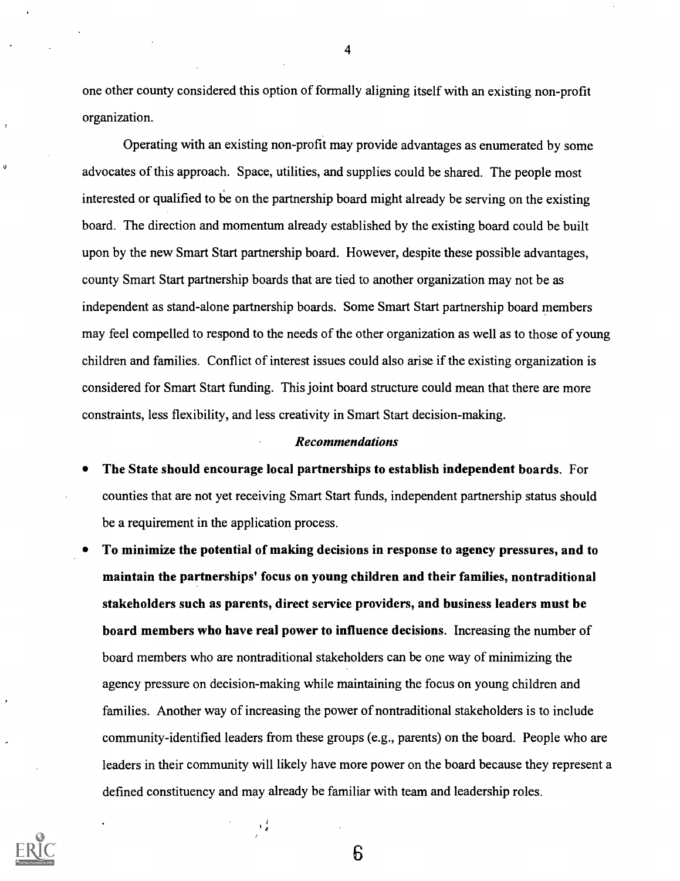one other county considered this option of formally aligning itself with an existing non-profit organization.

Operating with an existing non-profit may provide advantages as enumerated by some advocates of this approach. Space, utilities, and supplies could be shared. The people most interested or qualified to be on the partnership board might already be serving on the existing board. The direction and momentum already established by the existing board could be built upon by the new Smart Start partnership board. However, despite these possible advantages, county Smart Start partnership boards that are tied to another organization may not be as independent as stand-alone partnership boards. Some Smart Start partnership board members may feel compelled to respond to the needs of the other organization as well as to those of young children and families. Conflict of interest issues could also arise if the existing organization is considered for Smart Start funding. This joint board structure could mean that there are more constraints, less flexibility, and less creativity in Smart Start decision-making.

### *Recommendations*

- **The State should encourage local partnerships to establish independent boards.** For counties that are not yet receiving Smart Start funds, independent partnership status should be a requirement in the application process.
- **To minimize the potential of making decisions in response to agency pressures, and to maintain the partnerships' focus on young children and their families, nontraditional stakeholders such as parents, direct service providers, and business leaders must be board members who have real power to influence decisions.** Increasing the number of board members who are nontraditional stakeholders can be one way of minimizing the agency pressure on decision-making while maintaining the focus on young children and families. Another way of increasing the power of nontraditional stakeholders is to include community-identified leaders from these groups (e.g., parents) on the board. People who are leaders in their community will likely have more power on the board because they represent a defined constituency and may already be familiar with team and leadership roles.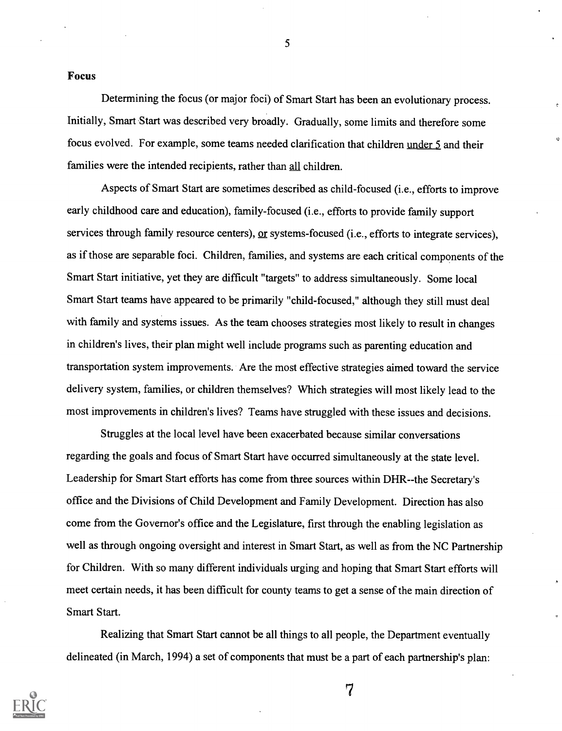## Focus

Determining the focus (or major foci) of Smart Start has been an evolutionary process. Initially, Smart Start was described very broadly. Gradually, some limits and therefore some focus evolved. For example, some teams needed clarification that children under 5 and their families were the intended recipients, rather than all children.

Aspects of Smart Start are sometimes described as child-focused (i.e., efforts to improve early childhood care and education), family-focused (i.e., efforts to provide family support services through family resource centers), or systems-focused (i.e., efforts to integrate services), as if those are separable foci. Children, families, and systems are each critical components of the Smart Start initiative, yet they are difficult "targets" to address simultaneously. Some local Smart Start teams have appeared to be primarily "child-focused," although they still must deal with family and systems issues. As the team chooses strategies most likely to result in changes in children's lives, their plan might well include programs such as parenting education and transportation system improvements. Are the most effective strategies aimed toward the service delivery system, families, or children themselves? Which strategies will most likely lead to the most improvements in children's lives? Teams have struggled with these issues and decisions.

Struggles at the local level have been exacerbated because similar conversations regarding the goals and focus of Smart Start have occurred simultaneously at the state level. Leadership for Smart Start efforts has come from three sources within DHR--the Secretary's office and the Divisions of Child Development and Family Development. Direction has also come from the Governor's office and the Legislature, first through the enabling legislation as well as through ongoing oversight and interest in Smart Start, as well as from the NC Partnership for Children. With so many different individuals urging and hoping that Smart Start efforts will meet certain needs, it has been difficult for county teams to get a sense of the main direction of Smart Start.

Realizing that Smart Start cannot be all things to all people, the Department eventually delineated (in March, 1994) a set of components that must be a part of each partnership's plan: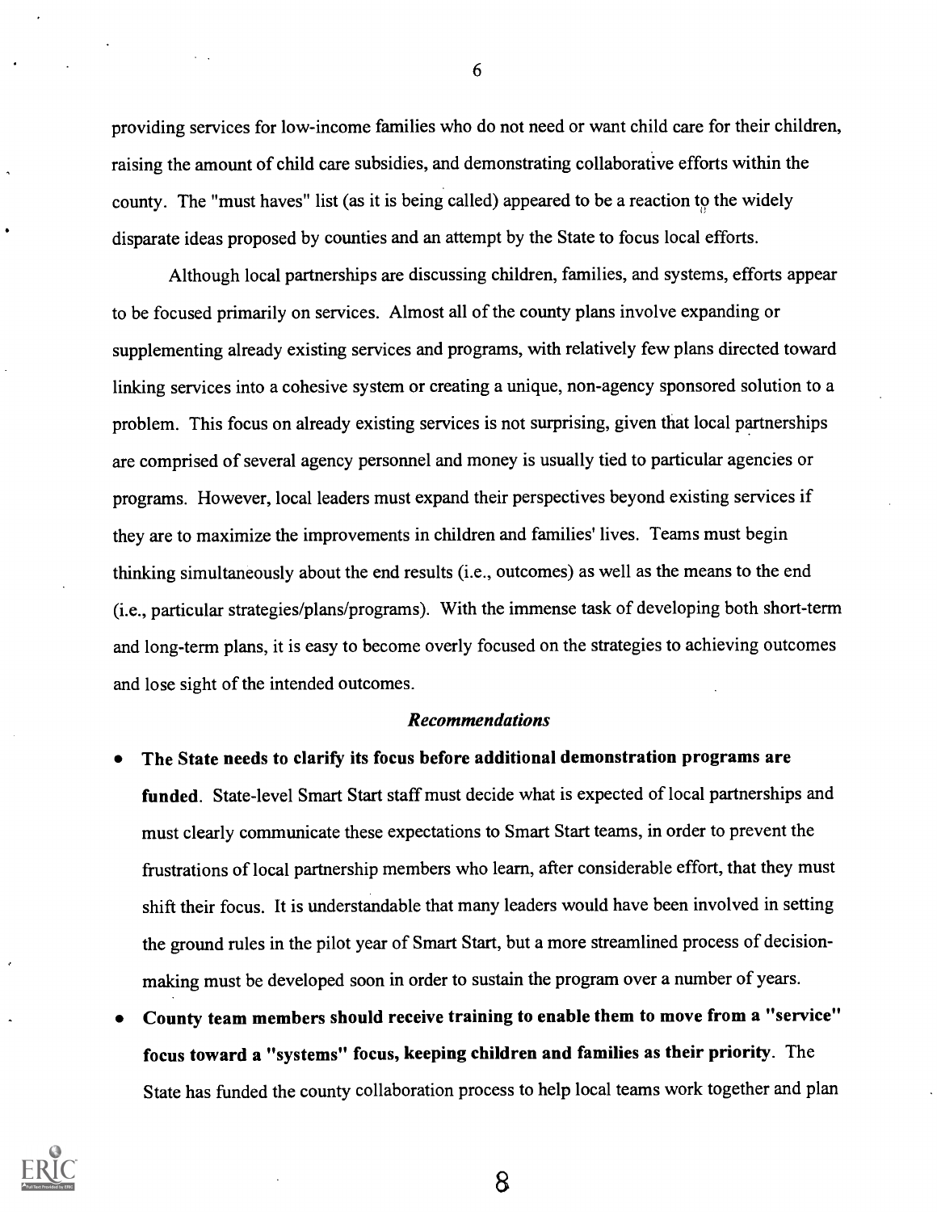providing services for low-income families who do not need or want child care for their children, raising the amount of child care subsidies, and demonstrating collaborative efforts within the county. The "must haves" list (as it is being called) appeared to be a reaction to the widely disparate ideas proposed by counties and an attempt by the State to focus local efforts.

Although local partnerships are discussing children, families, and systems, efforts appear to be focused primarily on services. Almost all of the county plans involve expanding or supplementing already existing services and programs, with relatively few plans directed toward linking services into a cohesive system or creating a unique, non-agency sponsored solution to a problem. This focus on already existing services is not surprising, given that local partnerships are comprised of several agency personnel and money is usually tied to particular agencies or programs. However, local leaders must expand their perspectives beyond existing services if they are to maximize the improvements in children and families' lives. Teams must begin thinking simultaneously about the end results (i.e., outcomes) as well as the means to the end (i.e., particular strategies/plans/programs). With the immense task of developing both short-term and long-term plans, it is easy to become overly focused on the strategies to achieving outcomes and lose sight of the intended outcomes.

### *Recommendations*

- **The State needs to clarify its focus before additional demonstration programs are funded**. State-level Smart Start staff must decide what is expected of local partnerships and must clearly communicate these expectations to Smart Start teams, in order to prevent the frustrations of local partnership members who learn, after considerable effort, that they must shift their focus. It is understandable that many leaders would have been involved in setting the ground rules in the pilot year of Smart Start, but a more streamlined process of decision-making must be developed soon in order to sustain the program over a number of years.
- **County team members should receive training to enable them to move from a "service" focus toward a "systems" focus, keeping children and families as their priority**. The State has funded the county collaboration process to help local teams work together and plan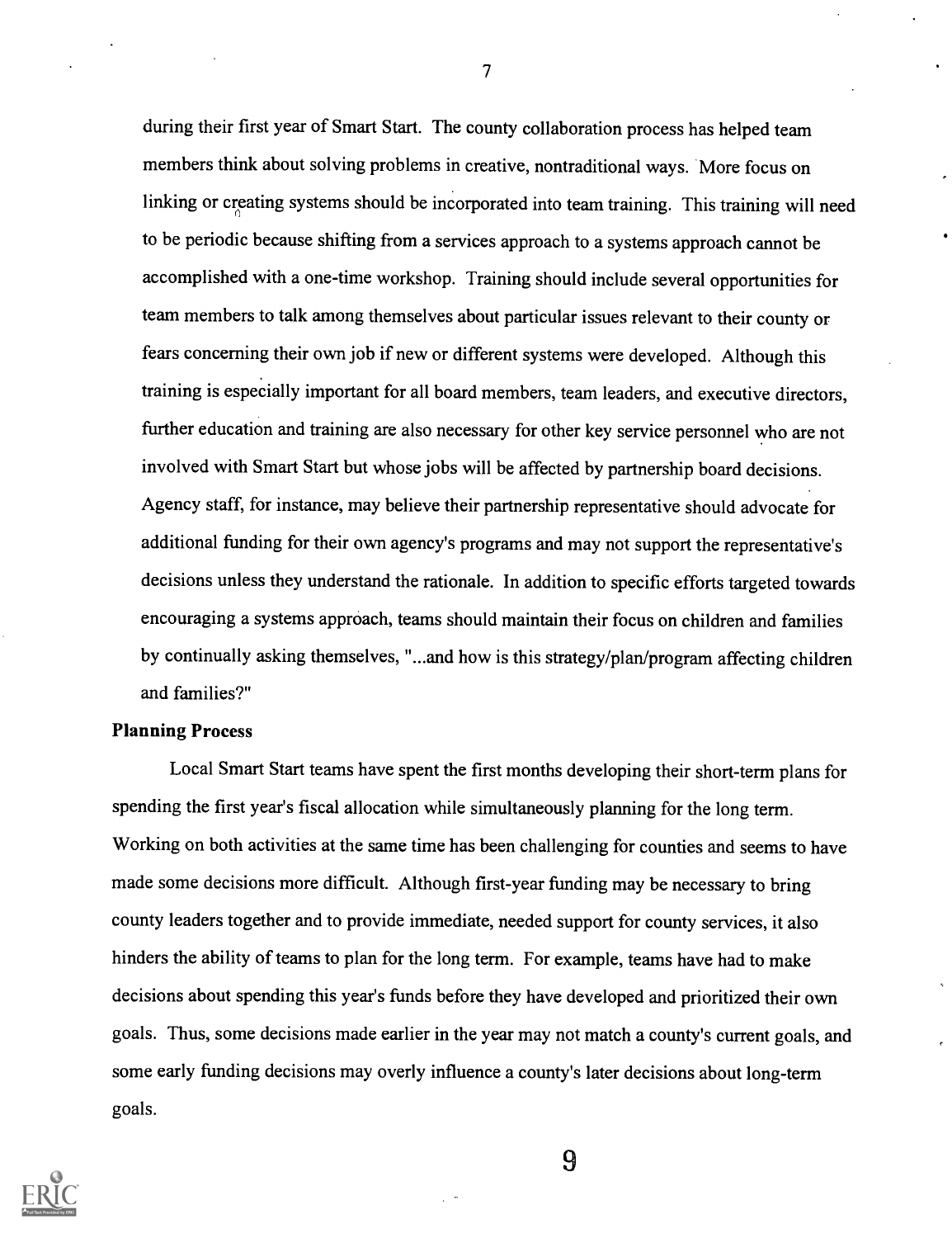during their first year of Smart Start. The county collaboration process has helped team members think about solving problems in creative, nontraditional ways. More focus on linking or creating systems should be incorporated into team training. This training will need to be periodic because shifting from a services approach to a systems approach cannot be accomplished with a one-time workshop. Training should include several opportunities for team members to talk among themselves about particular issues relevant to their county or fears concerning their own job if new or different systems were developed. Although this training is especially important for all board members, team leaders, and executive directors, further education and training are also necessary for other key service personnel who are not involved with Smart Start but whose jobs will be affected by partnership board decisions. Agency staff, for instance, may believe their partnership representative should advocate for additional funding for their own agency's programs and may not support the representative's decisions unless they understand the rationale. In addition to specific efforts targeted towards encouraging a systems approach, teams should maintain their focus on children and families by continually asking themselves, "...and how is this strategy/plan/program affecting children and families?"

**Planning Process**

Local Smart Start teams have spent the first months developing their short-term plans for spending the first year's fiscal allocation while simultaneously planning for the long term. Working on both activities at the same time has been challenging for counties and seems to have made some decisions more difficult. Although first-year funding may be necessary to bring county leaders together and to provide immediate, needed support for county services, it also hinders the ability of teams to plan for the long term. For example, teams have had to make decisions about spending this year's funds before they have developed and prioritized their own goals. Thus, some decisions made earlier in the year may not match a county's current goals, and some early funding decisions may overly influence a county's later decisions about long-term goals.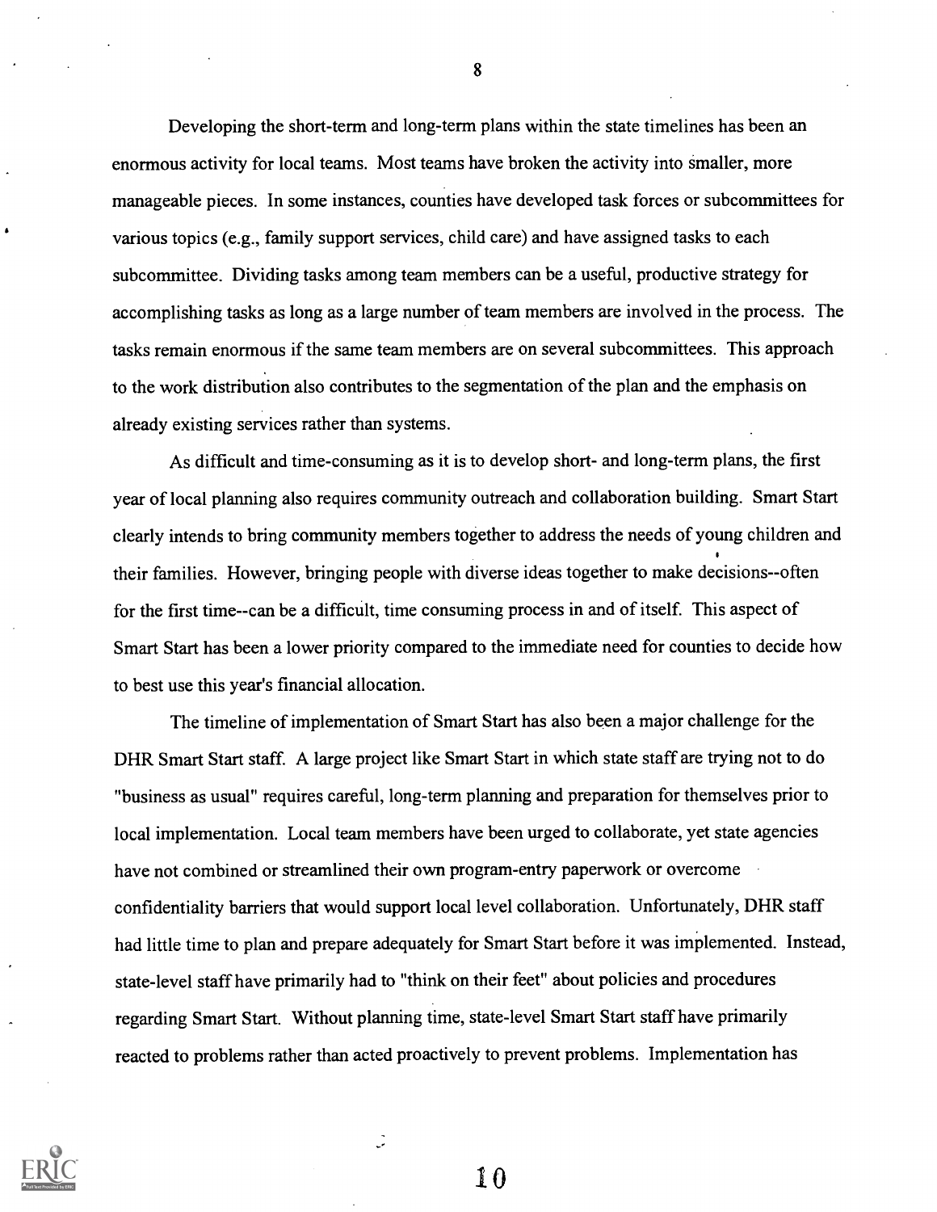Developing the short-term and long-term plans within the state timelines has been an enormous activity for local teams. Most teams have broken the activity into smaller, more manageable pieces. In some instances, counties have developed task forces or subcommittees for various topics (e.g., family support services, child care) and have assigned tasks to each subcommittee. Dividing tasks among team members can be a useful, productive strategy for accomplishing tasks as long as a large number of team members are involved in the process. The tasks remain enormous if the same team members are on several subcommittees. This approach to the work distribution also contributes to the segmentation of the plan and the emphasis on already existing services rather than systems.

As difficult and time-consuming as it is to develop short- and long-term plans, the first year of local planning also requires community outreach and collaboration building. Smart Start clearly intends to bring community members together to address the needs of young children and their families. However, bringing people with diverse ideas together to make decisions--often for the first time--can be a difficult, time consuming process in and of itself. This aspect of Smart Start has been a lower priority compared to the immediate need for counties to decide how to best use this year's financial allocation.

The timeline of implementation of Smart Start has also been a major challenge for the DHR Smart Start staff. A large project like Smart Start in which state staff are trying not to do "business as usual" requires careful, long-term planning and preparation for themselves prior to local implementation. Local team members have been urged to collaborate, yet state agencies have not combined or streamlined their own program-entry paperwork or overcome confidentiality barriers that would support local level collaboration. Unfortunately, DHR staff had little time to plan and prepare adequately for Smart Start before it was implemented. Instead, state-level staff have primarily had to "think on their feet" about policies and procedures regarding Smart Start. Without planning time, state-level Smart Start staff have primarily reacted to problems rather than acted proactively to prevent problems. Implementation has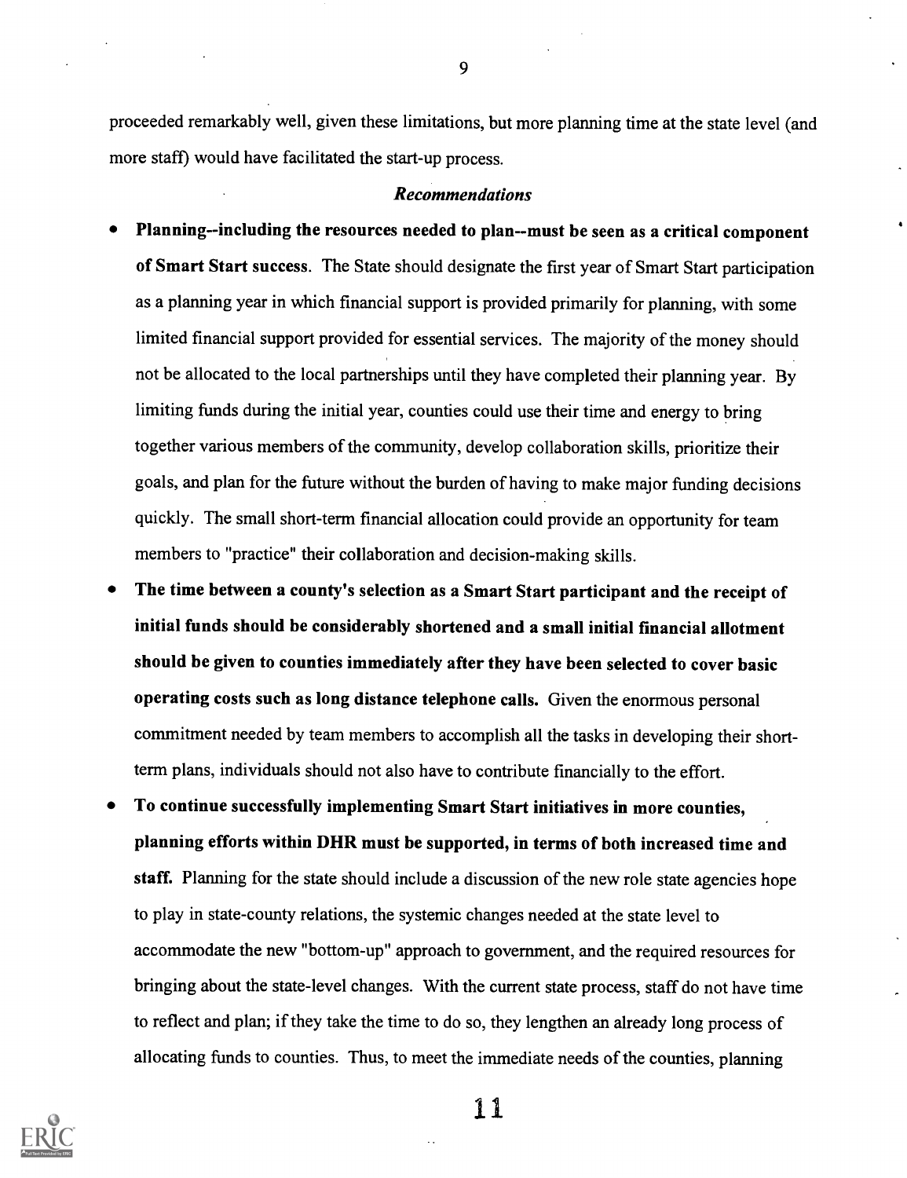proceeded remarkably well, given these limitations, but more planning time at the state level (and more staff) would have facilitated the start-up process.

### *Recommendations*

- **Planning--including the resources needed to plan--must be seen as a critical component of Smart Start success.** The State should designate the first year of Smart Start participation as a planning year in which financial support is provided primarily for planning, with some limited financial support provided for essential services. The majority of the money should not be allocated to the local partnerships until they have completed their planning year. By limiting funds during the initial year, counties could use their time and energy to bring together various members of the community, develop collaboration skills, prioritize their goals, and plan for the future without the burden of having to make major funding decisions quickly. The small short-term financial allocation could provide an opportunity for team members to "practice" their collaboration and decision-making skills.
- **The time between a county's selection as a Smart Start participant and the receipt of initial funds should be considerably shortened and a small initial financial allotment should be given to counties immediately after they have been selected to cover basic operating costs such as long distance telephone calls.** Given the enormous personal commitment needed by team members to accomplish all the tasks in developing their short-term plans, individuals should not also have to contribute financially to the effort.
- **To continue successfully implementing Smart Start initiatives in more counties, planning efforts within DHR must be supported, in terms of both increased time and staff.** Planning for the state should include a discussion of the new role state agencies hope to play in state-county relations, the systemic changes needed at the state level to accommodate the new "bottom-up" approach to government, and the required resources for bringing about the state-level changes. With the current state process, staff do not have time to reflect and plan; if they take the time to do so, they lengthen an already long process of allocating funds to counties. Thus, to meet the immediate needs of the counties, planning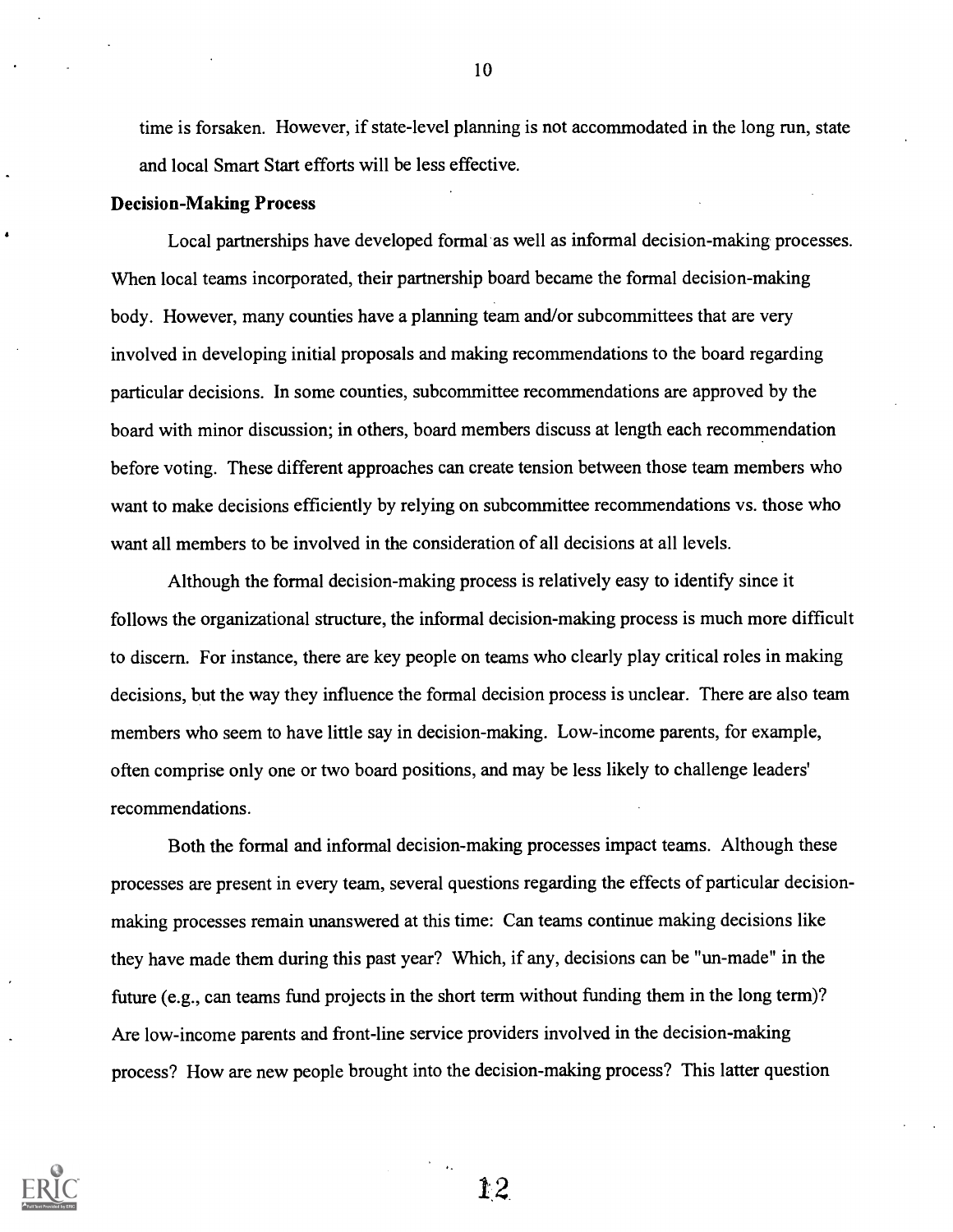time is forsaken. However, if state-level planning is not accommodated in the long run, state and local Smart Start efforts will be less effective.

**Decision-Making Process**

Local partnerships have developed formal as well as informal decision-making processes. When local teams incorporated, their partnership board became the formal decision-making body. However, many counties have a planning team and/or subcommittees that are very involved in developing initial proposals and making recommendations to the board regarding particular decisions. In some counties, subcommittee recommendations are approved by the board with minor discussion; in others, board members discuss at length each recommendation before voting. These different approaches can create tension between those team members who want to make decisions efficiently by relying on subcommittee recommendations vs. those who want all members to be involved in the consideration of all decisions at all levels.

Although the formal decision-making process is relatively easy to identify since it follows the organizational structure, the informal decision-making process is much more difficult to discern. For instance, there are key people on teams who clearly play critical roles in making decisions, but the way they influence the formal decision process is unclear. There are also team members who seem to have little say in decision-making. Low-income parents, for example, often comprise only one or two board positions, and may be less likely to challenge leaders' recommendations.

Both the formal and informal decision-making processes impact teams. Although these processes are present in every team, several questions regarding the effects of particular decision-making processes remain unanswered at this time: Can teams continue making decisions like they have made them during this past year? Which, if any, decisions can be "un-made" in the future (e.g., can teams fund projects in the short term without funding them in the long term)? Are low-income parents and front-line service providers involved in the decision-making process? How are new people brought into the decision-making process? This latter question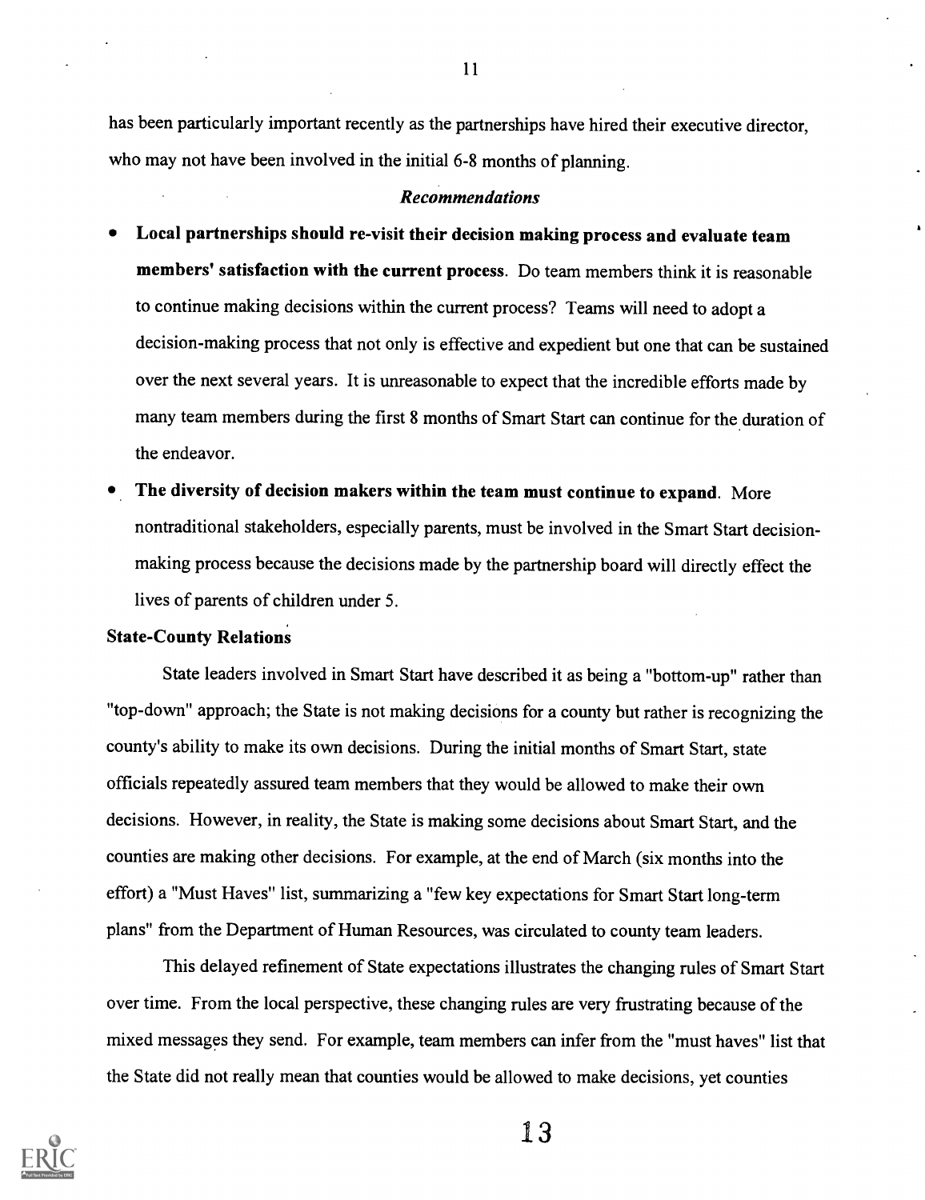has been particularly important recently as the partnerships have hired their executive director, who may not have been involved in the initial 6-8 months of planning.

*Recommendations*

- **Local partnerships should re-visit their decision making process and evaluate team members' satisfaction with the current process**. Do team members think it is reasonable to continue making decisions within the current process? Teams will need to adopt a decision-making process that not only is effective and expedient but one that can be sustained over the next several years. It is unreasonable to expect that the incredible efforts made by many team members during the first 8 months of Smart Start can continue for the duration of the endeavor.
- **The diversity of decision makers within the team must continue to expand**. More nontraditional stakeholders, especially parents, must be involved in the Smart Start decision-making process because the decisions made by the partnership board will directly effect the lives of parents of children under 5.

**State-County Relations**

State leaders involved in Smart Start have described it as being a "bottom-up" rather than "top-down" approach; the State is not making decisions for a county but rather is recognizing the county's ability to make its own decisions. During the initial months of Smart Start, state officials repeatedly assured team members that they would be allowed to make their own decisions. However, in reality, the State is making some decisions about Smart Start, and the counties are making other decisions. For example, at the end of March (six months into the effort) a "Must Haves" list, summarizing a "few key expectations for Smart Start long-term plans" from the Department of Human Resources, was circulated to county team leaders.

This delayed refinement of State expectations illustrates the changing rules of Smart Start over time. From the local perspective, these changing rules are very frustrating because of the mixed messages they send. For example, team members can infer from the "must haves" list that the State did not really mean that counties would be allowed to make decisions, yet counties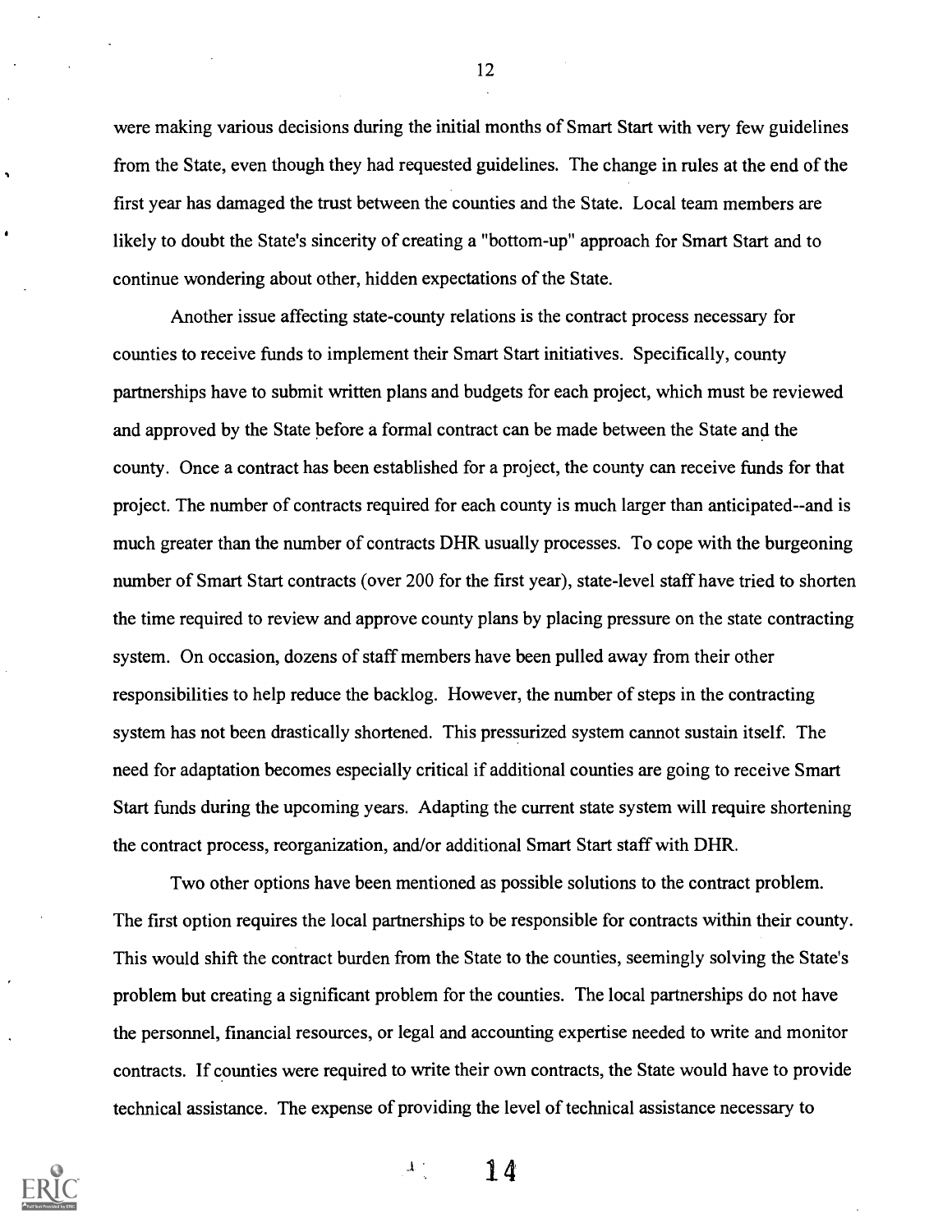were making various decisions during the initial months of Smart Start with very few guidelines from the State, even though they had requested guidelines. The change in rules at the end of the first year has damaged the trust between the counties and the State. Local team members are likely to doubt the State's sincerity of creating a "bottom-up" approach for Smart Start and to continue wondering about other, hidden expectations of the State.

Another issue affecting state-county relations is the contract process necessary for counties to receive funds to implement their Smart Start initiatives. Specifically, county partnerships have to submit written plans and budgets for each project, which must be reviewed and approved by the State before a formal contract can be made between the State and the county. Once a contract has been established for a project, the county can receive funds for that project. The number of contracts required for each county is much larger than anticipated--and is much greater than the number of contracts DHR usually processes. To cope with the burgeoning number of Smart Start contracts (over 200 for the first year), state-level staff have tried to shorten the time required to review and approve county plans by placing pressure on the state contracting system. On occasion, dozens of staff members have been pulled away from their other responsibilities to help reduce the backlog. However, the number of steps in the contracting system has not been drastically shortened. This pressurized system cannot sustain itself. The need for adaptation becomes especially critical if additional counties are going to receive Smart Start funds during the upcoming years. Adapting the current state system will require shortening the contract process, reorganization, and/or additional Smart Start staff with DHR.

Two other options have been mentioned as possible solutions to the contract problem. The first option requires the local partnerships to be responsible for contracts within their county. This would shift the contract burden from the State to the counties, seemingly solving the State's problem but creating a significant problem for the counties. The local partnerships do not have the personnel, financial resources, or legal and accounting expertise needed to write and monitor contracts. If counties were required to write their own contracts, the State would have to provide technical assistance. The expense of providing the level of technical assistance necessary to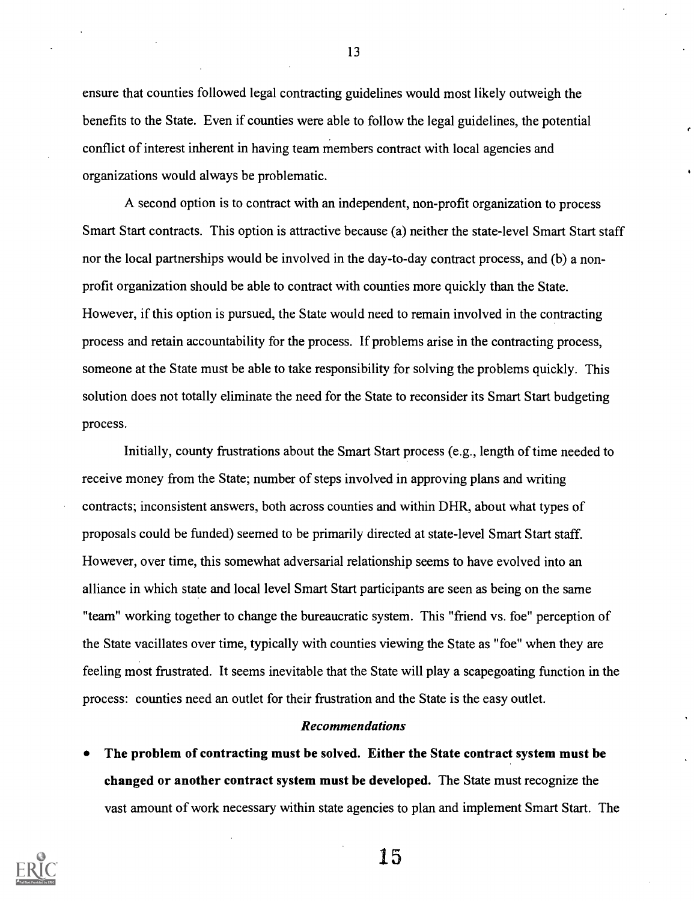ensure that counties followed legal contracting guidelines would most likely outweigh the benefits to the State. Even if counties were able to follow the legal guidelines, the potential conflict of interest inherent in having team members contract with local agencies and organizations would always be problematic.

A second option is to contract with an independent, non-profit organization to process Smart Start contracts. This option is attractive because (a) neither the state-level Smart Start staff nor the local partnerships would be involved in the day-to-day contract process, and (b) a non-profit organization should be able to contract with counties more quickly than the State. However, if this option is pursued, the State would need to remain involved in the contracting process and retain accountability for the process. If problems arise in the contracting process, someone at the State must be able to take responsibility for solving the problems quickly. This solution does not totally eliminate the need for the State to reconsider its Smart Start budgeting process.

Initially, county frustrations about the Smart Start process (e.g., length of time needed to receive money from the State; number of steps involved in approving plans and writing contracts; inconsistent answers, both across counties and within DHR, about what types of proposals could be funded) seemed to be primarily directed at state-level Smart Start staff. However, over time, this somewhat adversarial relationship seems to have evolved into an alliance in which state and local level Smart Start participants are seen as being on the same "team" working together to change the bureaucratic system. This "friend vs. foe" perception of the State vacillates over time, typically with counties viewing the State as "foe" when they are feeling most frustrated. It seems inevitable that the State will play a scapegoating function in the process: counties need an outlet for their frustration and the State is the easy outlet.

### *Recommendations*

- **The problem of contracting must be solved. Either the State contract system must be changed or another contract system must be developed.** The State must recognize the vast amount of work necessary within state agencies to plan and implement Smart Start. The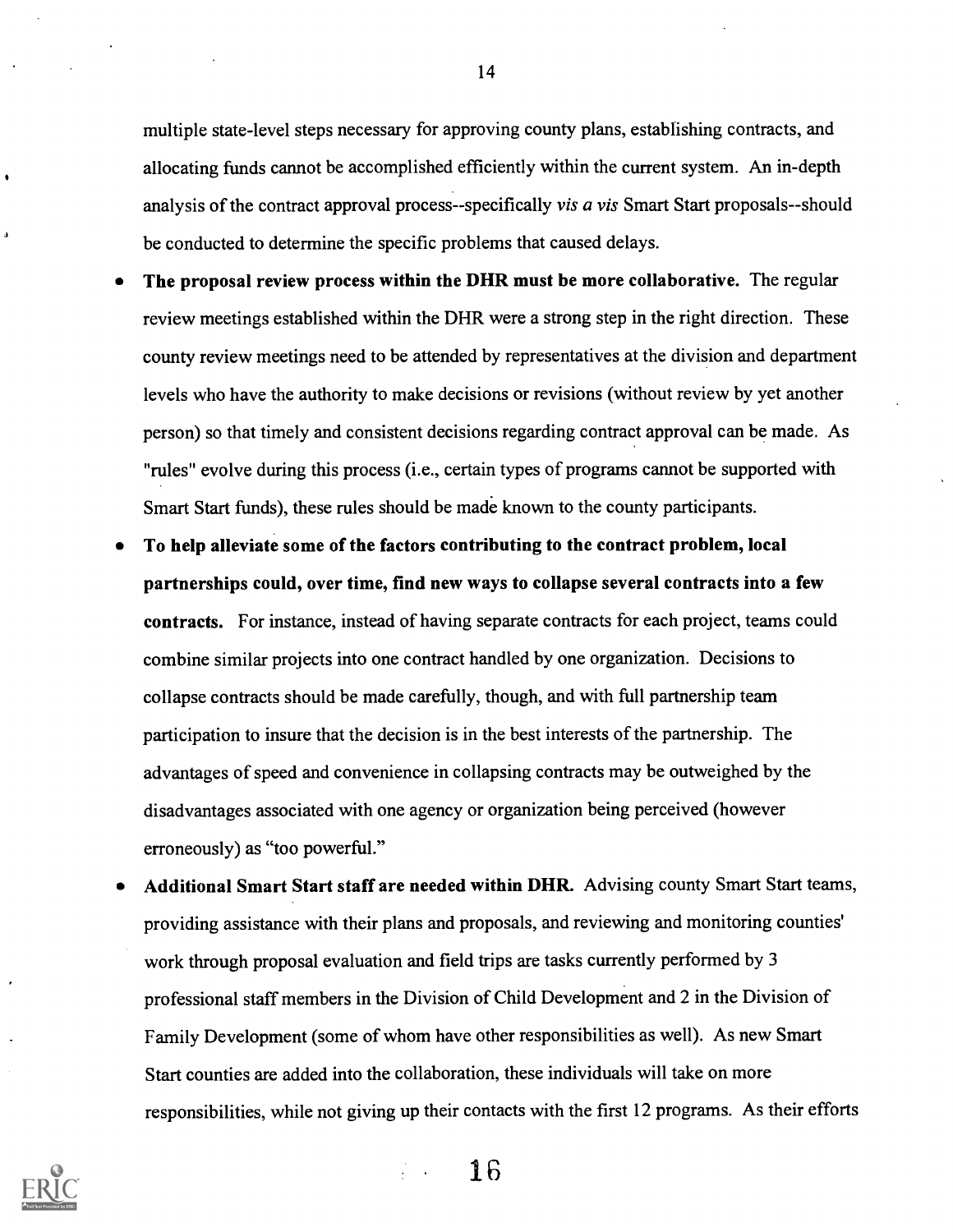multiple state-level steps necessary for approving county plans, establishing contracts, and allocating funds cannot be accomplished efficiently within the current system. An in-depth analysis of the contract approval process--specifically *vis a vis* Smart Start proposals--should be conducted to determine the specific problems that caused delays.

- **The proposal review process within the DHR must be more collaborative.** The regular review meetings established within the DHR were a strong step in the right direction. These county review meetings need to be attended by representatives at the division and department levels who have the authority to make decisions or revisions (without review by yet another person) so that timely and consistent decisions regarding contract approval can be made. As "rules" evolve during this process (i.e., certain types of programs cannot be supported with Smart Start funds), these rules should be made known to the county participants.
- **To help alleviate some of the factors contributing to the contract problem, local partnerships could, over time, find new ways to collapse several contracts into a few contracts.** For instance, instead of having separate contracts for each project, teams could combine similar projects into one contract handled by one organization. Decisions to collapse contracts should be made carefully, though, and with full partnership team participation to insure that the decision is in the best interests of the partnership. The advantages of speed and convenience in collapsing contracts may be outweighed by the disadvantages associated with one agency or organization being perceived (however erroneously) as "too powerful."
- **Additional Smart Start staff are needed within DHR.** Advising county Smart Start teams, providing assistance with their plans and proposals, and reviewing and monitoring counties' work through proposal evaluation and field trips are tasks currently performed by 3 professional staff members in the Division of Child Development and 2 in the Division of Family Development (some of whom have other responsibilities as well). As new Smart Start counties are added into the collaboration, these individuals will take on more responsibilities, while not giving up their contacts with the first 12 programs. As their efforts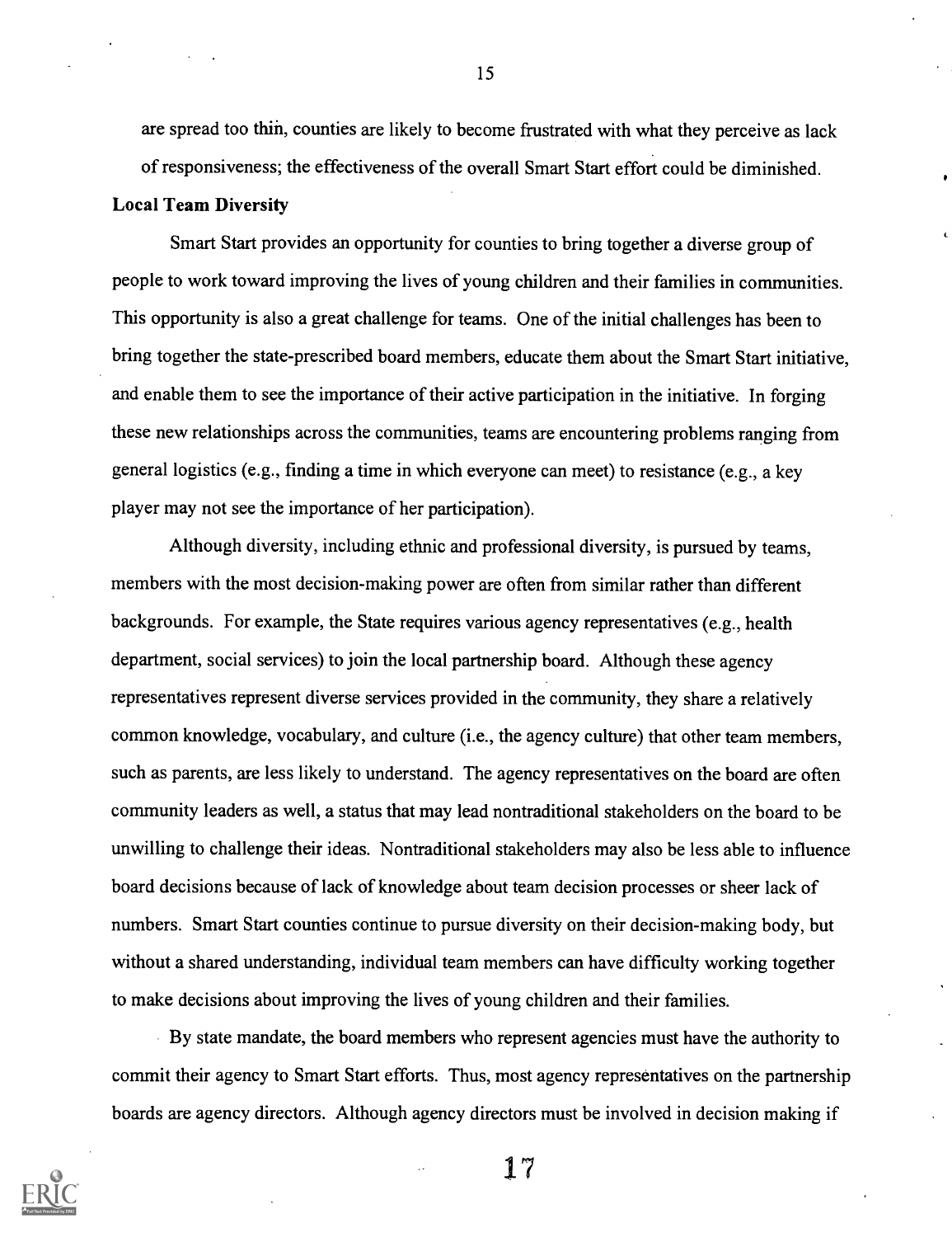are spread too thin, counties are likely to become frustrated with what they perceive as lack of responsiveness; the effectiveness of the overall Smart Start effort could be diminished.

**Local Team Diversity**

Smart Start provides an opportunity for counties to bring together a diverse group of people to work toward improving the lives of young children and their families in communities. This opportunity is also a great challenge for teams. One of the initial challenges has been to bring together the state-prescribed board members, educate them about the Smart Start initiative, and enable them to see the importance of their active participation in the initiative. In forging these new relationships across the communities, teams are encountering problems ranging from general logistics (e.g., finding a time in which everyone can meet) to resistance (e.g., a key player may not see the importance of her participation).

Although diversity, including ethnic and professional diversity, is pursued by teams, members with the most decision-making power are often from similar rather than different backgrounds. For example, the State requires various agency representatives (e.g., health department, social services) to join the local partnership board. Although these agency representatives represent diverse services provided in the community, they share a relatively common knowledge, vocabulary, and culture (i.e., the agency culture) that other team members, such as parents, are less likely to understand. The agency representatives on the board are often community leaders as well, a status that may lead nontraditional stakeholders on the board to be unwilling to challenge their ideas. Nontraditional stakeholders may also be less able to influence board decisions because of lack of knowledge about team decision processes or sheer lack of numbers. Smart Start counties continue to pursue diversity on their decision-making body, but without a shared understanding, individual team members can have difficulty working together to make decisions about improving the lives of young children and their families.

By state mandate, the board members who represent agencies must have the authority to commit their agency to Smart Start efforts. Thus, most agency representatives on the partnership boards are agency directors. Although agency directors must be involved in decision making if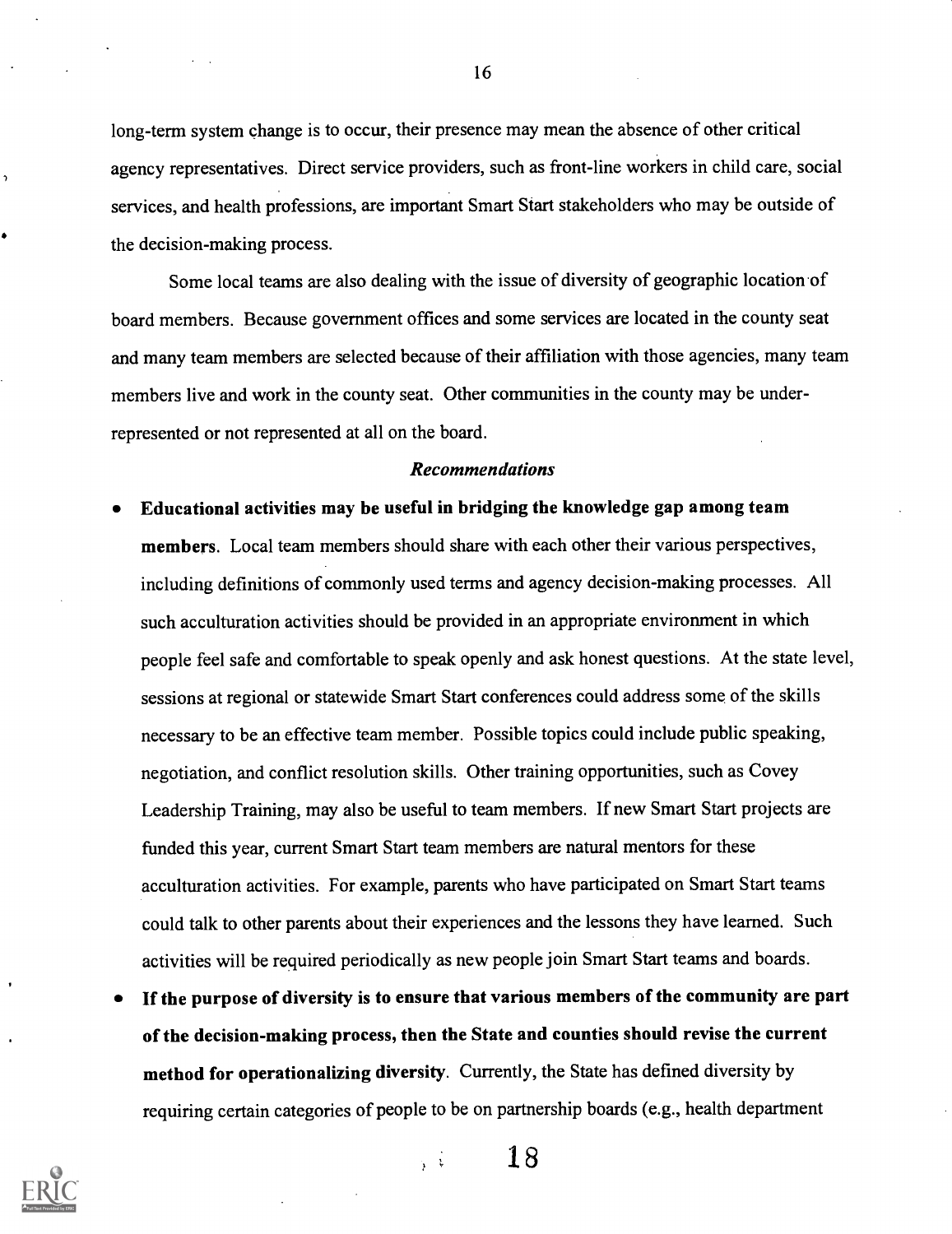long-term system change is to occur, their presence may mean the absence of other critical agency representatives. Direct service providers, such as front-line workers in child care, social services, and health professions, are important Smart Start stakeholders who may be outside of the decision-making process.

Some local teams are also dealing with the issue of diversity of geographic location of board members. Because government offices and some services are located in the county seat and many team members are selected because of their affiliation with those agencies, many team members live and work in the county seat. Other communities in the county may be under-represented or not represented at all on the board.

### *Recommendations*

- **Educational activities may be useful in bridging the knowledge gap among team members**. Local team members should share with each other their various perspectives, including definitions of commonly used terms and agency decision-making processes. All such acculturation activities should be provided in an appropriate environment in which people feel safe and comfortable to speak openly and ask honest questions. At the state level, sessions at regional or statewide Smart Start conferences could address some of the skills necessary to be an effective team member. Possible topics could include public speaking, negotiation, and conflict resolution skills. Other training opportunities, such as Covey Leadership Training, may also be useful to team members. If new Smart Start projects are funded this year, current Smart Start team members are natural mentors for these acculturation activities. For example, parents who have participated on Smart Start teams could talk to other parents about their experiences and the lessons they have learned. Such activities will be required periodically as new people join Smart Start teams and boards.
- **If the purpose of diversity is to ensure that various members of the community are part of the decision-making process, then the State and counties should revise the current method for operationalizing diversity**. Currently, the State has defined diversity by requiring certain categories of people to be on partnership boards (e.g., health department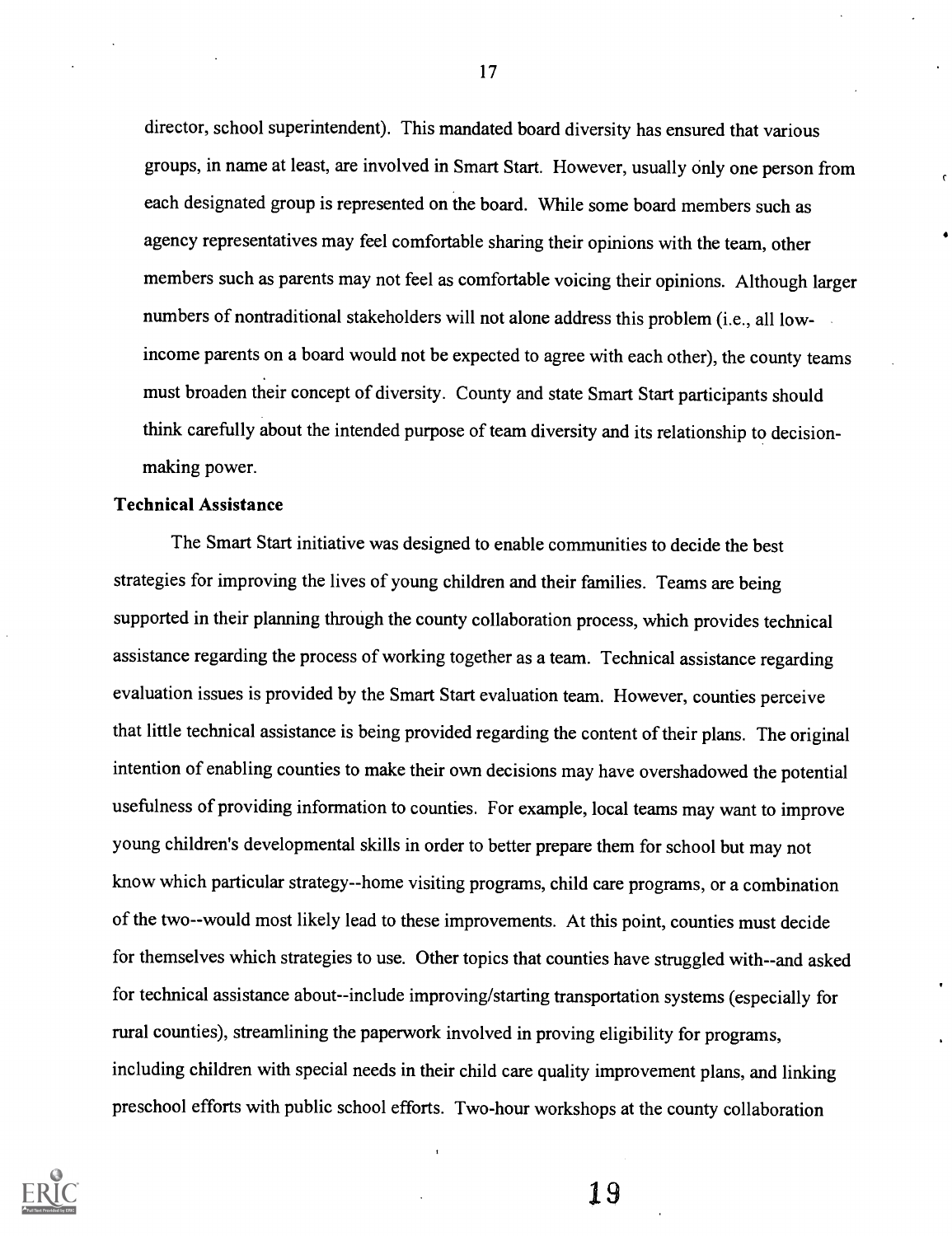director, school superintendent). This mandated board diversity has ensured that various groups, in name at least, are involved in Smart Start. However, usually only one person from each designated group is represented on the board. While some board members such as agency representatives may feel comfortable sharing their opinions with the team, other members such as parents may not feel as comfortable voicing their opinions. Although larger numbers of nontraditional stakeholders will not alone address this problem (i.e., all low-income parents on a board would not be expected to agree with each other), the county teams must broaden their concept of diversity. County and state Smart Start participants should think carefully about the intended purpose of team diversity and its relationship to decision-making power.

**Technical Assistance**

The Smart Start initiative was designed to enable communities to decide the best strategies for improving the lives of young children and their families. Teams are being supported in their planning through the county collaboration process, which provides technical assistance regarding the process of working together as a team. Technical assistance regarding evaluation issues is provided by the Smart Start evaluation team. However, counties perceive that little technical assistance is being provided regarding the content of their plans. The original intention of enabling counties to make their own decisions may have overshadowed the potential usefulness of providing information to counties. For example, local teams may want to improve young children's developmental skills in order to better prepare them for school but may not know which particular strategy--home visiting programs, child care programs, or a combination of the two--would most likely lead to these improvements. At this point, counties must decide for themselves which strategies to use. Other topics that counties have struggled with--and asked for technical assistance about--include improving/starting transportation systems (especially for rural counties), streamlining the paperwork involved in proving eligibility for programs, including children with special needs in their child care quality improvement plans, and linking preschool efforts with public school efforts. Two-hour workshops at the county collaboration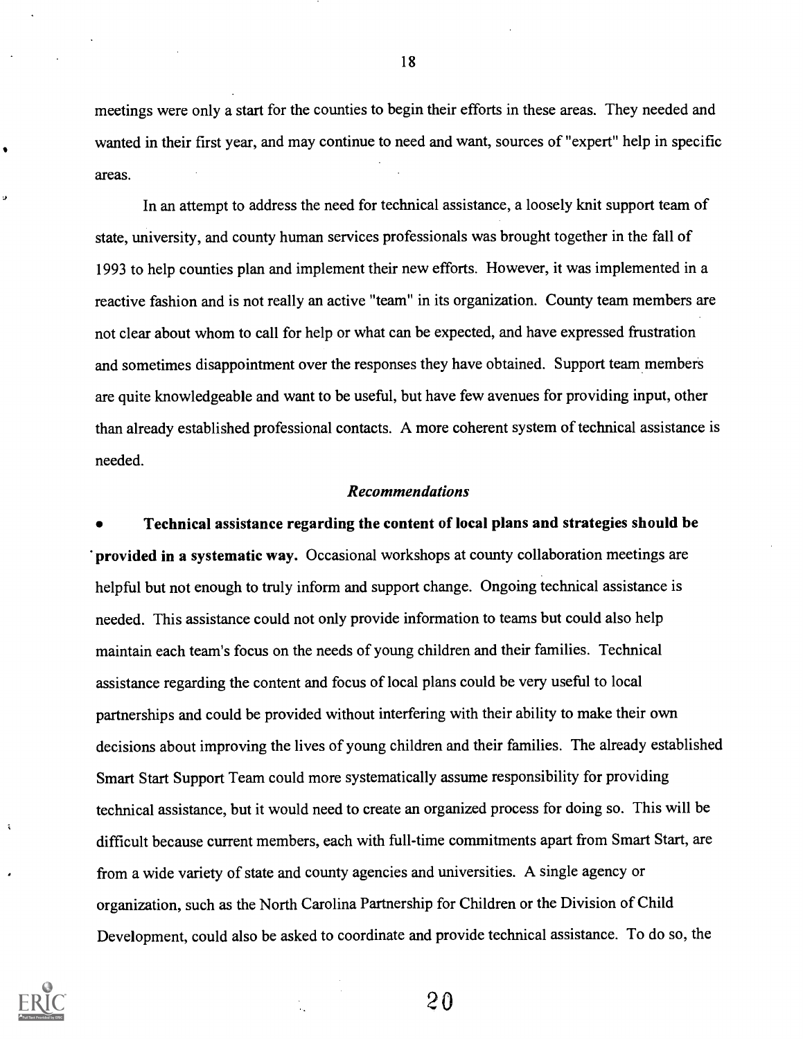meetings were only a start for the counties to begin their efforts in these areas. They needed and wanted in their first year, and may continue to need and want, sources of "expert" help in specific areas.

In an attempt to address the need for technical assistance, a loosely knit support team of state, university, and county human services professionals was brought together in the fall of 1993 to help counties plan and implement their new efforts. However, it was implemented in a reactive fashion and is not really an active "team" in its organization. County team members are not clear about whom to call for help or what can be expected, and have expressed frustration and sometimes disappointment over the responses they have obtained. Support team members are quite knowledgeable and want to be useful, but have few avenues for providing input, other than already established professional contacts. A more coherent system of technical assistance is needed.

### *Recommendations*

- **Technical assistance regarding the content of local plans and strategies should be provided in a systematic way.** Occasional workshops at county collaboration meetings are helpful but not enough to truly inform and support change. Ongoing technical assistance is needed. This assistance could not only provide information to teams but could also help maintain each team's focus on the needs of young children and their families. Technical assistance regarding the content and focus of local plans could be very useful to local partnerships and could be provided without interfering with their ability to make their own decisions about improving the lives of young children and their families. The already established Smart Start Support Team could more systematically assume responsibility for providing technical assistance, but it would need to create an organized process for doing so. This will be difficult because current members, each with full-time commitments apart from Smart Start, are from a wide variety of state and county agencies and universities. A single agency or organization, such as the North Carolina Partnership for Children or the Division of Child Development, could also be asked to coordinate and provide technical assistance. To do so, the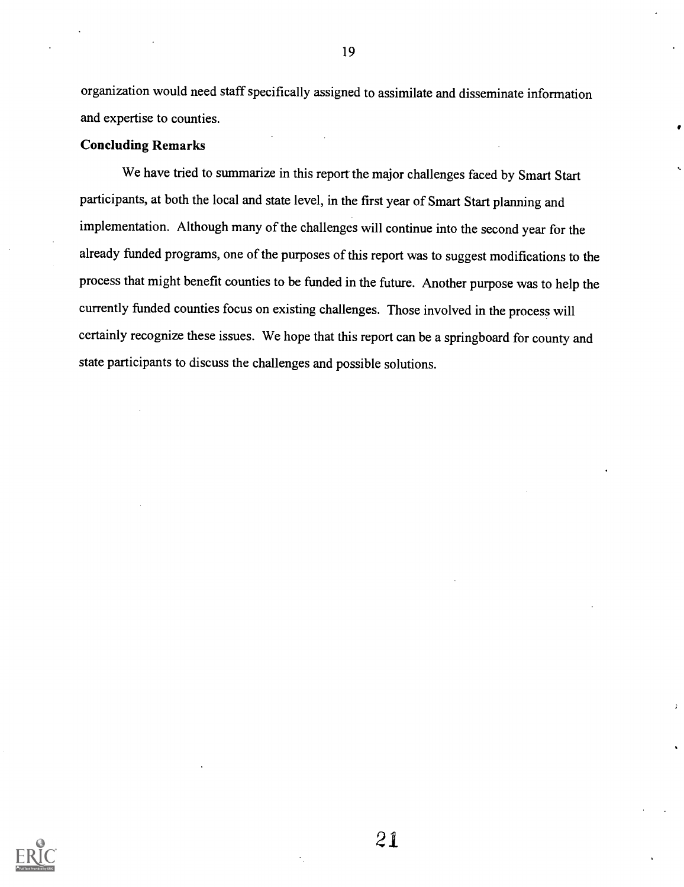organization would need staff specifically assigned to assimilate and disseminate information and expertise to counties.

**Concluding Remarks**

We have tried to summarize in this report the major challenges faced by Smart Start participants, at both the local and state level, in the first year of Smart Start planning and implementation. Although many of the challenges will continue into the second year for the already funded programs, one of the purposes of this report was to suggest modifications to the process that might benefit counties to be funded in the future. Another purpose was to help the currently funded counties focus on existing challenges. Those involved in the process will certainly recognize these issues. We hope that this report can be a springboard for county and state participants to discuss the challenges and possible solutions.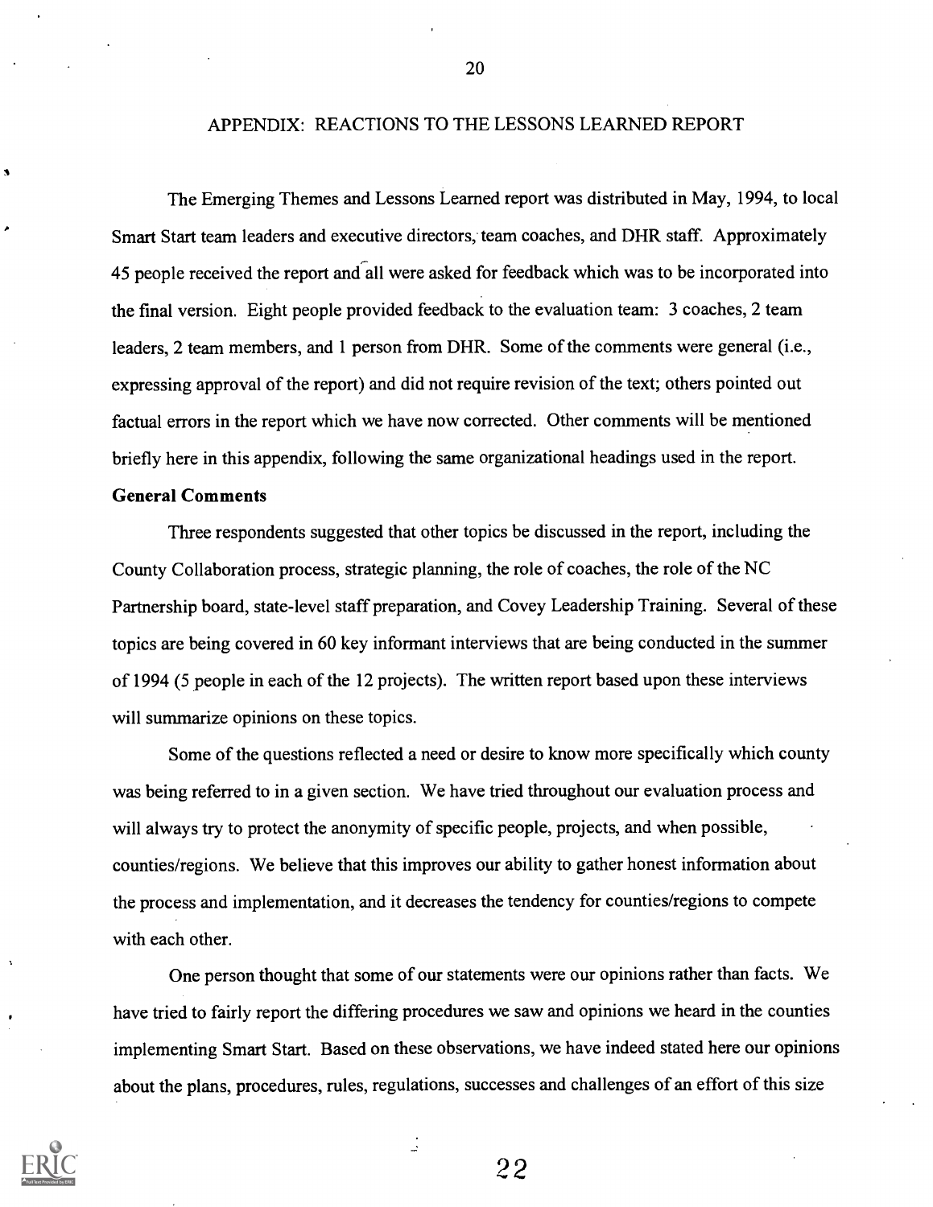## APPENDIX: REACTIONS TO THE LESSONS LEARNED REPORT

The Emerging Themes and Lessons Learned report was distributed in May, 1994, to local Smart Start team leaders and executive directors, team coaches, and DHR staff. Approximately 45 people received the report and all were asked for feedback which was to be incorporated into the final version. Eight people provided feedback to the evaluation team: 3 coaches, 2 team leaders, 2 team members, and 1 person from DHR. Some of the comments were general (i.e., expressing approval of the report) and did not require revision of the text; others pointed out factual errors in the report which we have now corrected. Other comments will be mentioned briefly here in this appendix, following the same organizational headings used in the report.

**General Comments**

Three respondents suggested that other topics be discussed in the report, including the County Collaboration process, strategic planning, the role of coaches, the role of the NC Partnership board, state-level staff preparation, and Covey Leadership Training. Several of these topics are being covered in 60 key informant interviews that are being conducted in the summer of 1994 (5 people in each of the 12 projects). The written report based upon these interviews will summarize opinions on these topics.

Some of the questions reflected a need or desire to know more specifically which county was being referred to in a given section. We have tried throughout our evaluation process and will always try to protect the anonymity of specific people, projects, and when possible, counties/regions. We believe that this improves our ability to gather honest information about the process and implementation, and it decreases the tendency for counties/regions to compete with each other.

One person thought that some of our statements were our opinions rather than facts. We have tried to fairly report the differing procedures we saw and opinions we heard in the counties implementing Smart Start. Based on these observations, we have indeed stated here our opinions about the plans, procedures, rules, regulations, successes and challenges of an effort of this size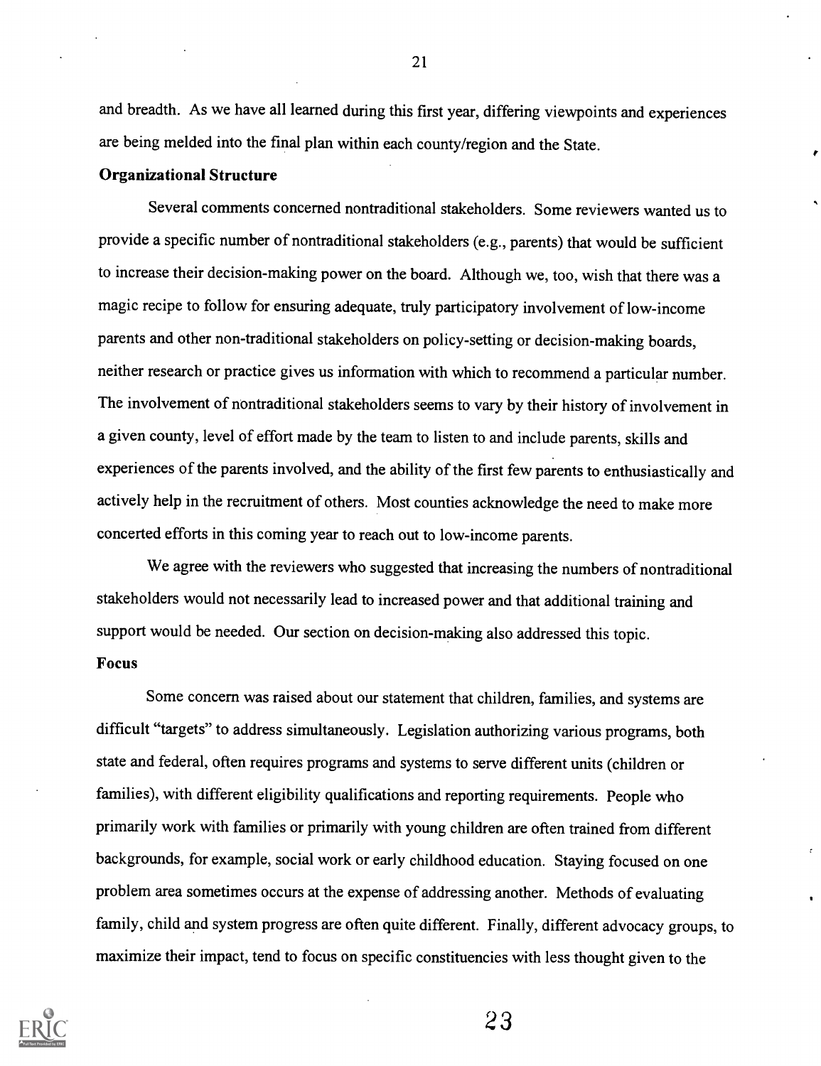and breadth. As we have all learned during this first year, differing viewpoints and experiences are being melded into the final plan within each county/region and the State.

**Organizational Structure**

Several comments concerned nontraditional stakeholders. Some reviewers wanted us to provide a specific number of nontraditional stakeholders (e.g., parents) that would be sufficient to increase their decision-making power on the board. Although we, too, wish that there was a magic recipe to follow for ensuring adequate, truly participatory involvement of low-income parents and other non-traditional stakeholders on policy-setting or decision-making boards, neither research or practice gives us information with which to recommend a particular number. The involvement of nontraditional stakeholders seems to vary by their history of involvement in a given county, level of effort made by the team to listen to and include parents, skills and experiences of the parents involved, and the ability of the first few parents to enthusiastically and actively help in the recruitment of others. Most counties acknowledge the need to make more concerted efforts in this coming year to reach out to low-income parents.

We agree with the reviewers who suggested that increasing the numbers of nontraditional stakeholders would not necessarily lead to increased power and that additional training and support would be needed. Our section on decision-making also addressed this topic.

**Focus**

Some concern was raised about our statement that children, families, and systems are difficult "targets" to address simultaneously. Legislation authorizing various programs, both state and federal, often requires programs and systems to serve different units (children or families), with different eligibility qualifications and reporting requirements. People who primarily work with families or primarily with young children are often trained from different backgrounds, for example, social work or early childhood education. Staying focused on one problem area sometimes occurs at the expense of addressing another. Methods of evaluating family, child and system progress are often quite different. Finally, different advocacy groups, to maximize their impact, tend to focus on specific constituencies with less thought given to the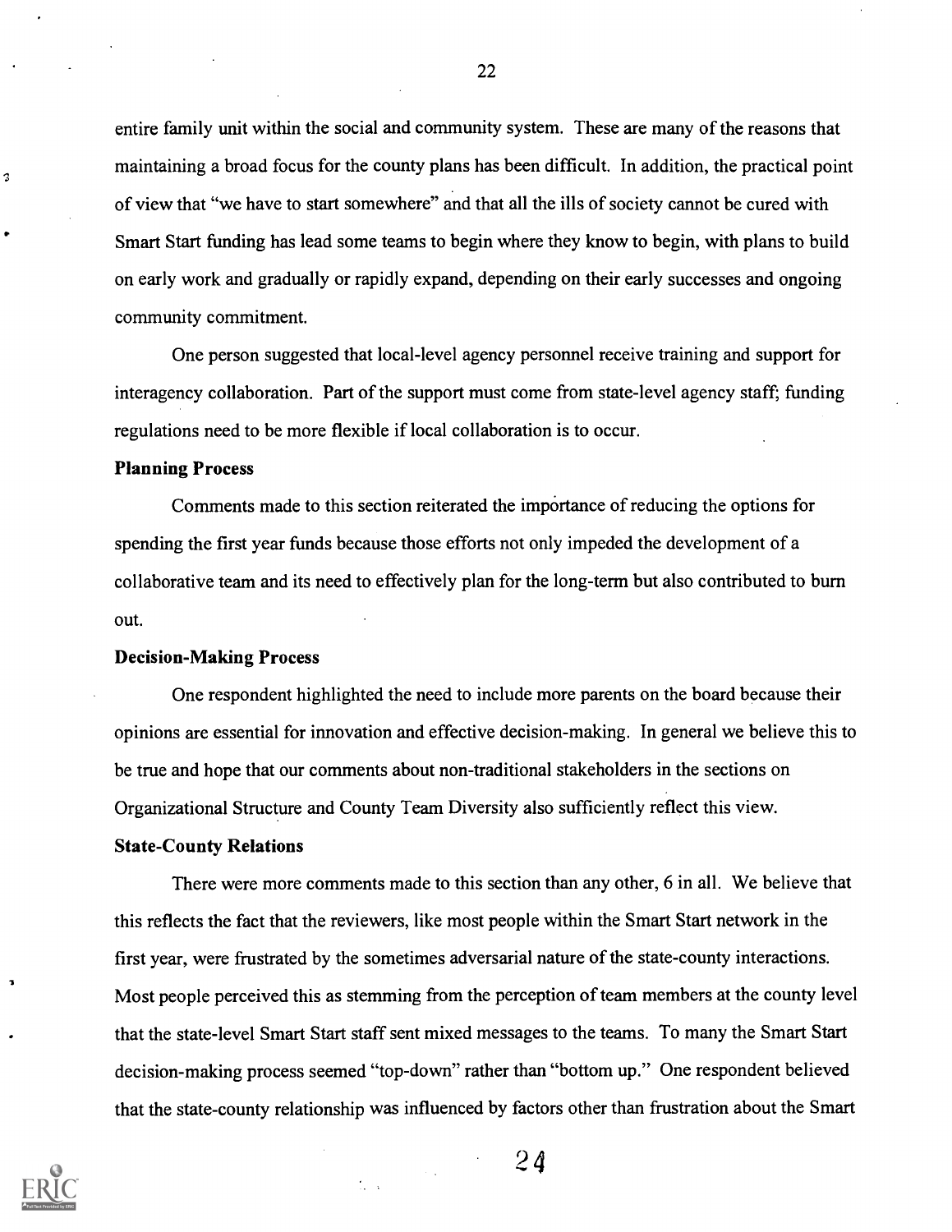entire family unit within the social and community system. These are many of the reasons that maintaining a broad focus for the county plans has been difficult. In addition, the practical point of view that "we have to start somewhere" and that all the ills of society cannot be cured with Smart Start funding has lead some teams to begin where they know to begin, with plans to build on early work and gradually or rapidly expand, depending on their early successes and ongoing community commitment.

One person suggested that local-level agency personnel receive training and support for interagency collaboration. Part of the support must come from state-level agency staff; funding regulations need to be more flexible if local collaboration is to occur.

**Planning Process**

Comments made to this section reiterated the importance of reducing the options for spending the first year funds because those efforts not only impeded the development of a collaborative team and its need to effectively plan for the long-term but also contributed to burn out.

**Decision-Making Process**

One respondent highlighted the need to include more parents on the board because their opinions are essential for innovation and effective decision-making. In general we believe this to be true and hope that our comments about non-traditional stakeholders in the sections on Organizational Structure and County Team Diversity also sufficiently reflect this view.

**State-County Relations**

There were more comments made to this section than any other, 6 in all. We believe that this reflects the fact that the reviewers, like most people within the Smart Start network in the first year, were frustrated by the sometimes adversarial nature of the state-county interactions. Most people perceived this as stemming from the perception of team members at the county level that the state-level Smart Start staff sent mixed messages to the teams. To many the Smart Start decision-making process seemed "top-down" rather than "bottom up." One respondent believed that the state-county relationship was influenced by factors other than frustration about the Smart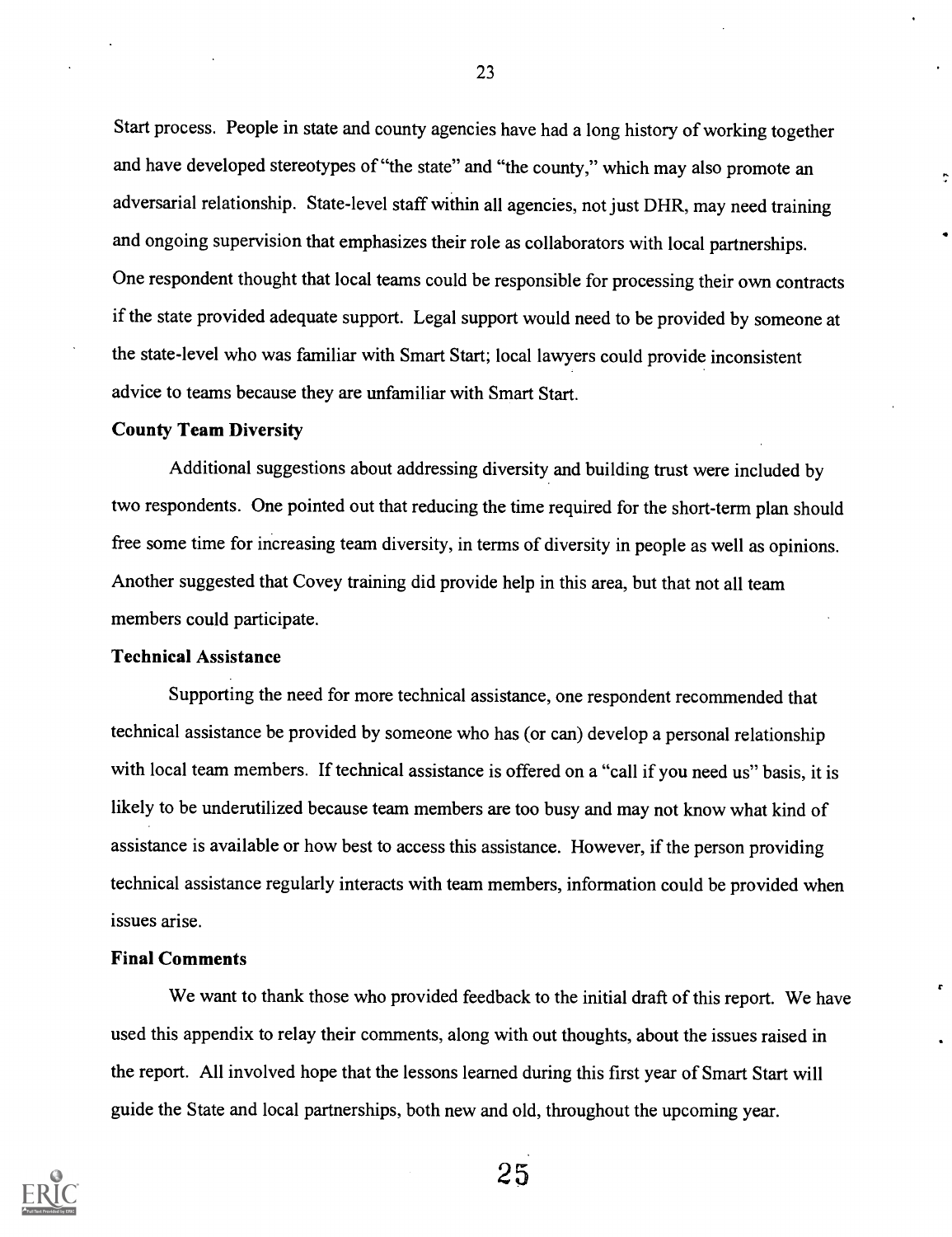Start process. People in state and county agencies have had a long history of working together and have developed stereotypes of "the state" and "the county," which may also promote an adversarial relationship. State-level staff within all agencies, not just DHR, may need training and ongoing supervision that emphasizes their role as collaborators with local partnerships. One respondent thought that local teams could be responsible for processing their own contracts if the state provided adequate support. Legal support would need to be provided by someone at the state-level who was familiar with Smart Start; local lawyers could provide inconsistent advice to teams because they are unfamiliar with Smart Start.

**County Team Diversity**

Additional suggestions about addressing diversity and building trust were included by two respondents. One pointed out that reducing the time required for the short-term plan should free some time for increasing team diversity, in terms of diversity in people as well as opinions. Another suggested that Covey training did provide help in this area, but that not all team members could participate.

**Technical Assistance**

Supporting the need for more technical assistance, one respondent recommended that technical assistance be provided by someone who has (or can) develop a personal relationship with local team members. If technical assistance is offered on a "call if you need us" basis, it is likely to be underutilized because team members are too busy and may not know what kind of assistance is available or how best to access this assistance. However, if the person providing technical assistance regularly interacts with team members, information could be provided when issues arise.

**Final Comments**

We want to thank those who provided feedback to the initial draft of this report. We have used this appendix to relay their comments, along with out thoughts, about the issues raised in the report. All involved hope that the lessons learned during this first year of Smart Start will guide the State and local partnerships, both new and old, throughout the upcoming year.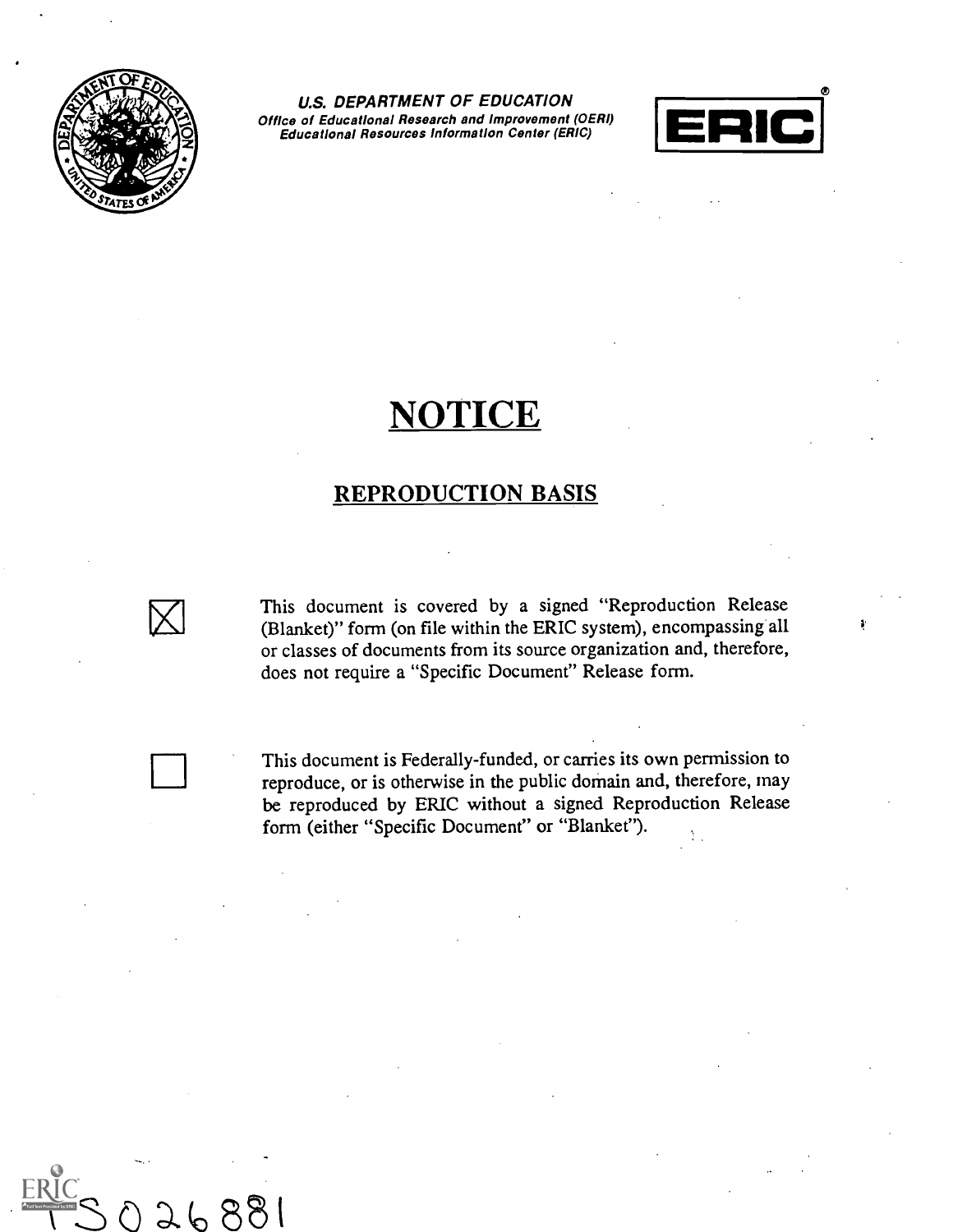U.S. DEPARTMENT OF EDUCATION

*Office of Educational Research and Improvement (OERI)*
*Educational Resources Information Center (ERIC)*

# NOTICE

## REPRODUCTION BASIS

☒ This document is covered by a signed "Reproduction Release (Blanket)" form (on file within the ERIC system), encompassing all or classes of documents from its source organization and, therefore, does not require a "Specific Document" Release form.

☐ This document is Federally-funded, or carries its own permission to reproduce, or is otherwise in the public domain and, therefore, may be reproduced by ERIC without a signed Reproduction Release form (either "Specific Document" or "Blanket").

TS026881